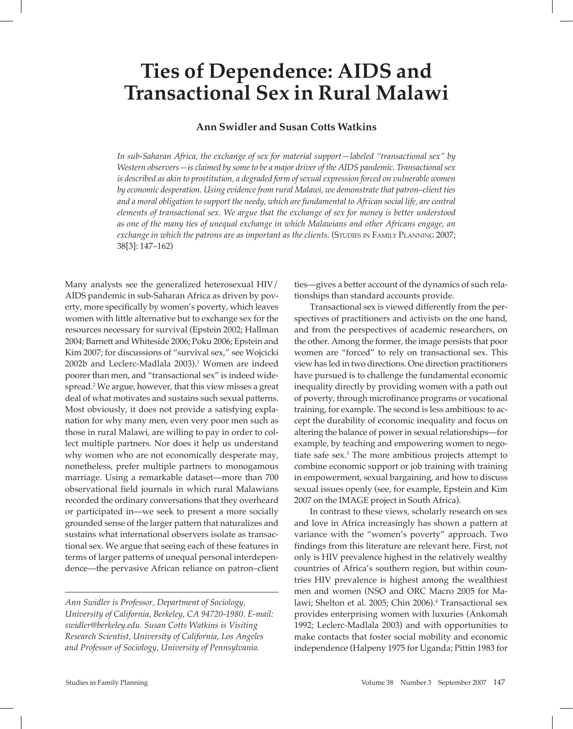# Ties of Dependence: AIDS and Transactional Sex in Rural Malawi

**Ann Swidler and Susan Cotts Watkins**

*In sub-Saharan Africa, the exchange of sex for material support—labeled "transactional sex" by Western observers—is claimed by some to be a major driver of the AIDS pandemic. Transactional sex is described as akin to prostitution, a degraded form of sexual expression forced on vulnerable women by economic desperation. Using evidence from rural Malawi, we demonstrate that patron–client ties and a moral obligation to support the needy, which are fundamental to African social life, are central elements of transactional sex. We argue that the exchange of sex for money is better understood as one of the many ties of unequal exchange in which Malawians and other Africans engage, an exchange in which the patrons are as important as the clients.* (Studies in Family Planning 2007; 38[3]: 147–162)

Many analysts see the generalized heterosexual HIV/AIDS pandemic in sub-Saharan Africa as driven by poverty, more specifically by women's poverty, which leaves women with little alternative but to exchange sex for the resources necessary for survival (Epstein 2002; Hallman 2004; Barnett and Whiteside 2006; Poku 2006; Epstein and Kim 2007; for discussions of "survival sex," see Wojcicki 2002b and Leclerc-Madlala 2003).[1] Women are indeed poorer than men, and "transactional sex" is indeed widespread.[2] We argue, however, that this view misses a great deal of what motivates and sustains such sexual patterns. Most obviously, it does not provide a satisfying explanation for why many men, even very poor men such as those in rural Malawi, are willing to pay in order to collect multiple partners. Nor does it help us understand why women who are not economically desperate may, nonetheless, prefer multiple partners to monogamous marriage. Using a remarkable dataset—more than 700 observational field journals in which rural Malawians recorded the ordinary conversations that they overheard or participated in—we seek to present a more socially grounded sense of the larger pattern that naturalizes and sustains what international observers isolate as transactional sex. We argue that seeing each of these features in terms of larger patterns of unequal personal interdependence—the pervasive African reliance on patron–client ties—gives a better account of the dynamics of such relationships than standard accounts provide.

Transactional sex is viewed differently from the perspectives of practitioners and activists on the one hand, and from the perspectives of academic researchers, on the other. Among the former, the image persists that poor women are "forced" to rely on transactional sex. This view has led in two directions. One direction practitioners have pursued is to challenge the fundamental economic inequality directly by providing women with a path out of poverty, through microfinance programs or vocational training, for example. The second is less ambitious: to accept the durability of economic inequality and focus on altering the balance of power in sexual relationships—for example, by teaching and empowering women to negotiate safe sex.[3] The more ambitious projects attempt to combine economic support or job training with training in empowerment, sexual bargaining, and how to discuss sexual issues openly (see, for example, Epstein and Kim 2007 on the IMAGE project in South Africa).

In contrast to these views, scholarly research on sex and love in Africa increasingly has shown a pattern at variance with the "women's poverty" approach. Two findings from this literature are relevant here. First, not only is HIV prevalence highest in the relatively wealthy countries of Africa's southern region, but within countries HIV prevalence is highest among the wealthiest men and women (NSO and ORC Macro 2005 for Malawi; Shelton et al. 2005; Chin 2006).[4] Transactional sex provides enterprising women with luxuries (Ankomah 1992; Leclerc-Madlala 2003) and with opportunities to make contacts that foster social mobility and economic independence (Halpeny 1975 for Uganda; Pittin 1983 for

---

*Ann Swidler is Professor, Department of Sociology, University of California, Berkeley, CA 94720-1980. E-mail: swidler@berkeley.edu. Susan Cotts Watkins is Visiting Research Scientist, University of California, Los Angeles and Professor of Sociology, University of Pennsylvania.*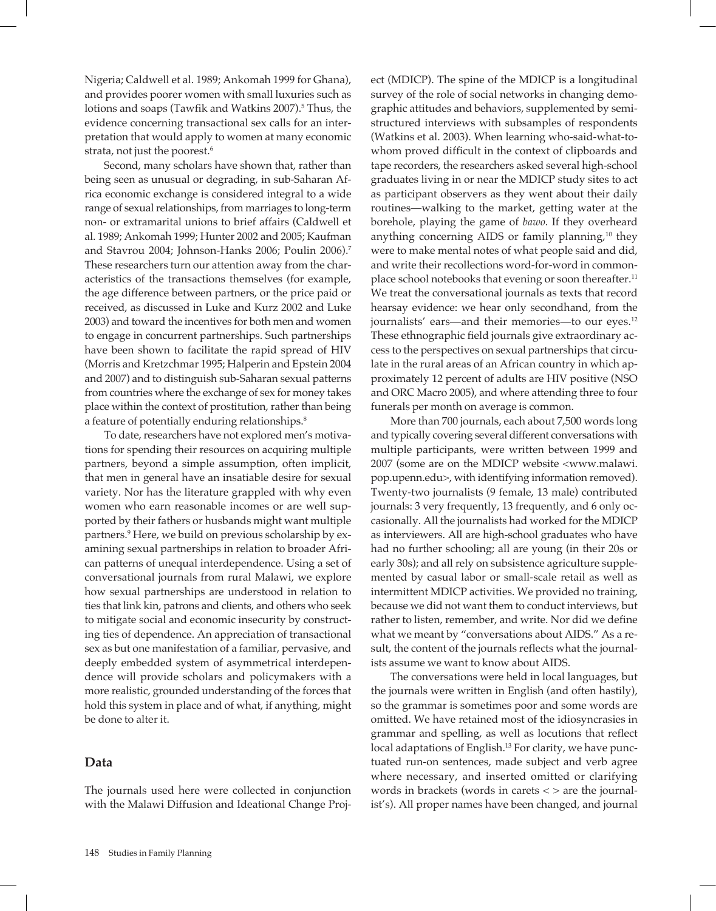Nigeria; Caldwell et al. 1989; Ankomah 1999 for Ghana), and provides poorer women with small luxuries such as lotions and soaps (Tawfik and Watkins 2007).[5] Thus, the evidence concerning transactional sex calls for an interpretation that would apply to women at many economic strata, not just the poorest.[6]

Second, many scholars have shown that, rather than being seen as unusual or degrading, in sub-Saharan Africa economic exchange is considered integral to a wide range of sexual relationships, from marriages to long-term non- or extramarital unions to brief affairs (Caldwell et al. 1989; Ankomah 1999; Hunter 2002 and 2005; Kaufman and Stavrou 2004; Johnson-Hanks 2006; Poulin 2006).[7] These researchers turn our attention away from the characteristics of the transactions themselves (for example, the age difference between partners, or the price paid or received, as discussed in Luke and Kurz 2002 and Luke 2003) and toward the incentives for both men and women to engage in concurrent partnerships. Such partnerships have been shown to facilitate the rapid spread of HIV (Morris and Kretzchmar 1995; Halperin and Epstein 2004 and 2007) and to distinguish sub-Saharan sexual patterns from countries where the exchange of sex for money takes place within the context of prostitution, rather than being a feature of potentially enduring relationships.[8]

To date, researchers have not explored men's motivations for spending their resources on acquiring multiple partners, beyond a simple assumption, often implicit, that men in general have an insatiable desire for sexual variety. Nor has the literature grappled with why even women who earn reasonable incomes or are well supported by their fathers or husbands might want multiple partners.[9] Here, we build on previous scholarship by examining sexual partnerships in relation to broader African patterns of unequal interdependence. Using a set of conversational journals from rural Malawi, we explore how sexual partnerships are understood in relation to ties that link kin, patrons and clients, and others who seek to mitigate social and economic insecurity by constructing ties of dependence. An appreciation of transactional sex as but one manifestation of a familiar, pervasive, and deeply embedded system of asymmetrical interdependence will provide scholars and policymakers with a more realistic, grounded understanding of the forces that hold this system in place and of what, if anything, might be done to alter it.

## Data

The journals used here were collected in conjunction with the Malawi Diffusion and Ideational Change Project (MDICP). The spine of the MDICP is a longitudinal survey of the role of social networks in changing demographic attitudes and behaviors, supplemented by semi-structured interviews with subsamples of respondents (Watkins et al. 2003). When learning who-said-what-to-whom proved difficult in the context of clipboards and tape recorders, the researchers asked several high-school graduates living in or near the MDICP study sites to act as participant observers as they went about their daily routines—walking to the market, getting water at the borehole, playing the game of *bawo*. If they overheard anything concerning AIDS or family planning,[10] they were to make mental notes of what people said and did, and write their recollections word-for-word in commonplace school notebooks that evening or soon thereafter.[11] We treat the conversational journals as texts that record hearsay evidence: we hear only secondhand, from the journalists' ears—and their memories—to our eyes.[12] These ethnographic field journals give extraordinary access to the perspectives on sexual partnerships that circulate in the rural areas of an African country in which approximately 12 percent of adults are HIV positive (NSO and ORC Macro 2005), and where attending three to four funerals per month on average is common.

More than 700 journals, each about 7,500 words long and typically covering several different conversations with multiple participants, were written between 1999 and 2007 (some are on the MDICP website <www.malawi.pop.upenn.edu>, with identifying information removed). Twenty-two journalists (9 female, 13 male) contributed journals: 3 very frequently, 13 frequently, and 6 only occasionally. All the journalists had worked for the MDICP as interviewers. All are high-school graduates who have had no further schooling; all are young (in their 20s or early 30s); and all rely on subsistence agriculture supplemented by casual labor or small-scale retail as well as intermittent MDICP activities. We provided no training, because we did not want them to conduct interviews, but rather to listen, remember, and write. Nor did we define what we meant by "conversations about AIDS." As a result, the content of the journals reflects what the journalists assume we want to know about AIDS.

The conversations were held in local languages, but the journals were written in English (and often hastily), so the grammar is sometimes poor and some words are omitted. We have retained most of the idiosyncrasies in grammar and spelling, as well as locutions that reflect local adaptations of English.[13] For clarity, we have punctuated run-on sentences, made subject and verb agree where necessary, and inserted omitted or clarifying words in brackets (words in carets < > are the journalist's). All proper names have been changed, and journal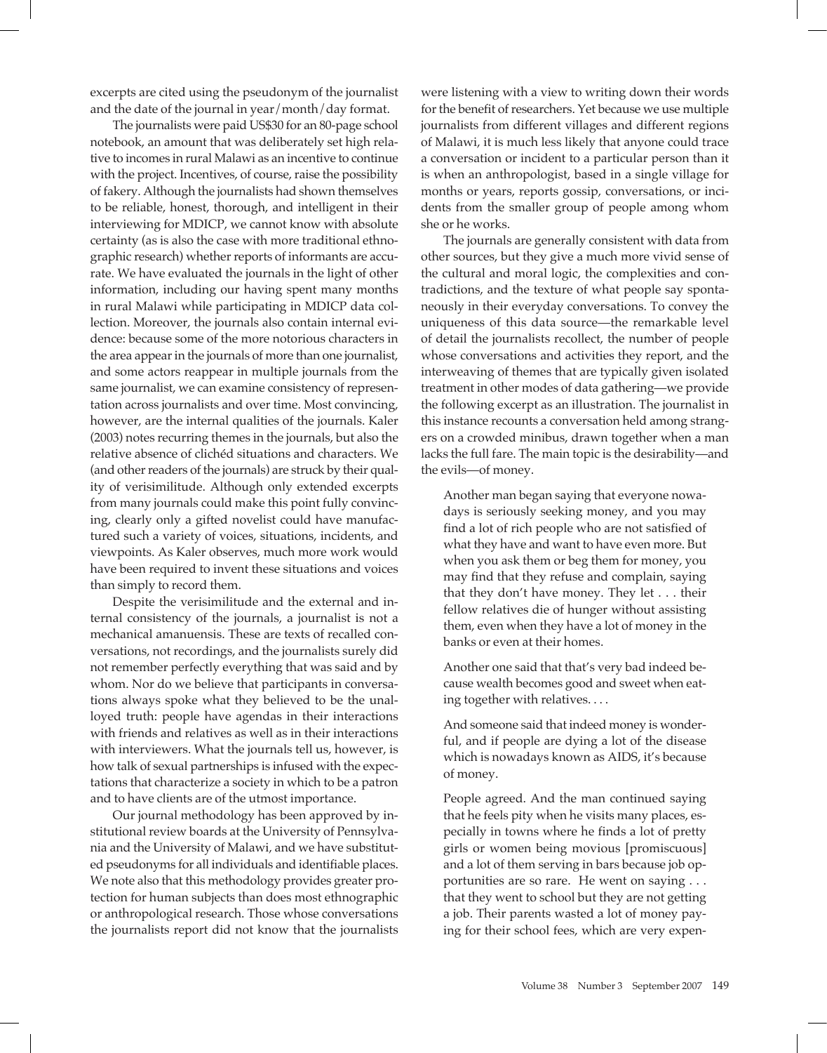excerpts are cited using the pseudonym of the journalist and the date of the journal in year/month/day format.

The journalists were paid US$30 for an 80-page school notebook, an amount that was deliberately set high relative to incomes in rural Malawi as an incentive to continue with the project. Incentives, of course, raise the possibility of fakery. Although the journalists had shown themselves to be reliable, honest, thorough, and intelligent in their interviewing for MDICP, we cannot know with absolute certainty (as is also the case with more traditional ethnographic research) whether reports of informants are accurate. We have evaluated the journals in the light of other information, including our having spent many months in rural Malawi while participating in MDICP data collection. Moreover, the journals also contain internal evidence: because some of the more notorious characters in the area appear in the journals of more than one journalist, and some actors reappear in multiple journals from the same journalist, we can examine consistency of representation across journalists and over time. Most convincing, however, are the internal qualities of the journals. Kaler (2003) notes recurring themes in the journals, but also the relative absence of clichéd situations and characters. We (and other readers of the journals) are struck by their quality of verisimilitude. Although only extended excerpts from many journals could make this point fully convincing, clearly only a gifted novelist could have manufactured such a variety of voices, situations, incidents, and viewpoints. As Kaler observes, much more work would have been required to invent these situations and voices than simply to record them.

Despite the verisimilitude and the external and internal consistency of the journals, a journalist is not a mechanical amanuensis. These are texts of recalled conversations, not recordings, and the journalists surely did not remember perfectly everything that was said and by whom. Nor do we believe that participants in conversations always spoke what they believed to be the unalloyed truth: people have agendas in their interactions with friends and relatives as well as in their interactions with interviewers. What the journals tell us, however, is how talk of sexual partnerships is infused with the expectations that characterize a society in which to be a patron and to have clients are of the utmost importance.

Our journal methodology has been approved by institutional review boards at the University of Pennsylvania and the University of Malawi, and we have substituted pseudonyms for all individuals and identifiable places. We note also that this methodology provides greater protection for human subjects than does most ethnographic or anthropological research. Those whose conversations the journalists report did not know that the journalists were listening with a view to writing down their words for the benefit of researchers. Yet because we use multiple journalists from different villages and different regions of Malawi, it is much less likely that anyone could trace a conversation or incident to a particular person than it is when an anthropologist, based in a single village for months or years, reports gossip, conversations, or incidents from the smaller group of people among whom she or he works.

The journals are generally consistent with data from other sources, but they give a much more vivid sense of the cultural and moral logic, the complexities and contradictions, and the texture of what people say spontaneously in their everyday conversations. To convey the uniqueness of this data source—the remarkable level of detail the journalists recollect, the number of people whose conversations and activities they report, and the interweaving of themes that are typically given isolated treatment in other modes of data gathering—we provide the following excerpt as an illustration. The journalist in this instance recounts a conversation held among strangers on a crowded minibus, drawn together when a man lacks the full fare. The main topic is the desirability—and the evils—of money.

> Another man began saying that everyone nowadays is seriously seeking money, and you may find a lot of rich people who are not satisfied of what they have and want to have even more. But when you ask them or beg them for money, you may find that they refuse and complain, saying that they don't have money. They let . . . their fellow relatives die of hunger without assisting them, even when they have a lot of money in the banks or even at their homes.
>
> Another one said that that's very bad indeed because wealth becomes good and sweet when eating together with relatives. . . .
>
> And someone said that indeed money is wonderful, and if people are dying a lot of the disease which is nowadays known as AIDS, it's because of money.
>
> People agreed. And the man continued saying that he feels pity when he visits many places, especially in towns where he finds a lot of pretty girls or women being movious [promiscuous] and a lot of them serving in bars because job opportunities are so rare. He went on saying . . . that they went to school but they are not getting a job. Their parents wasted a lot of money paying for their school fees, which are very expen-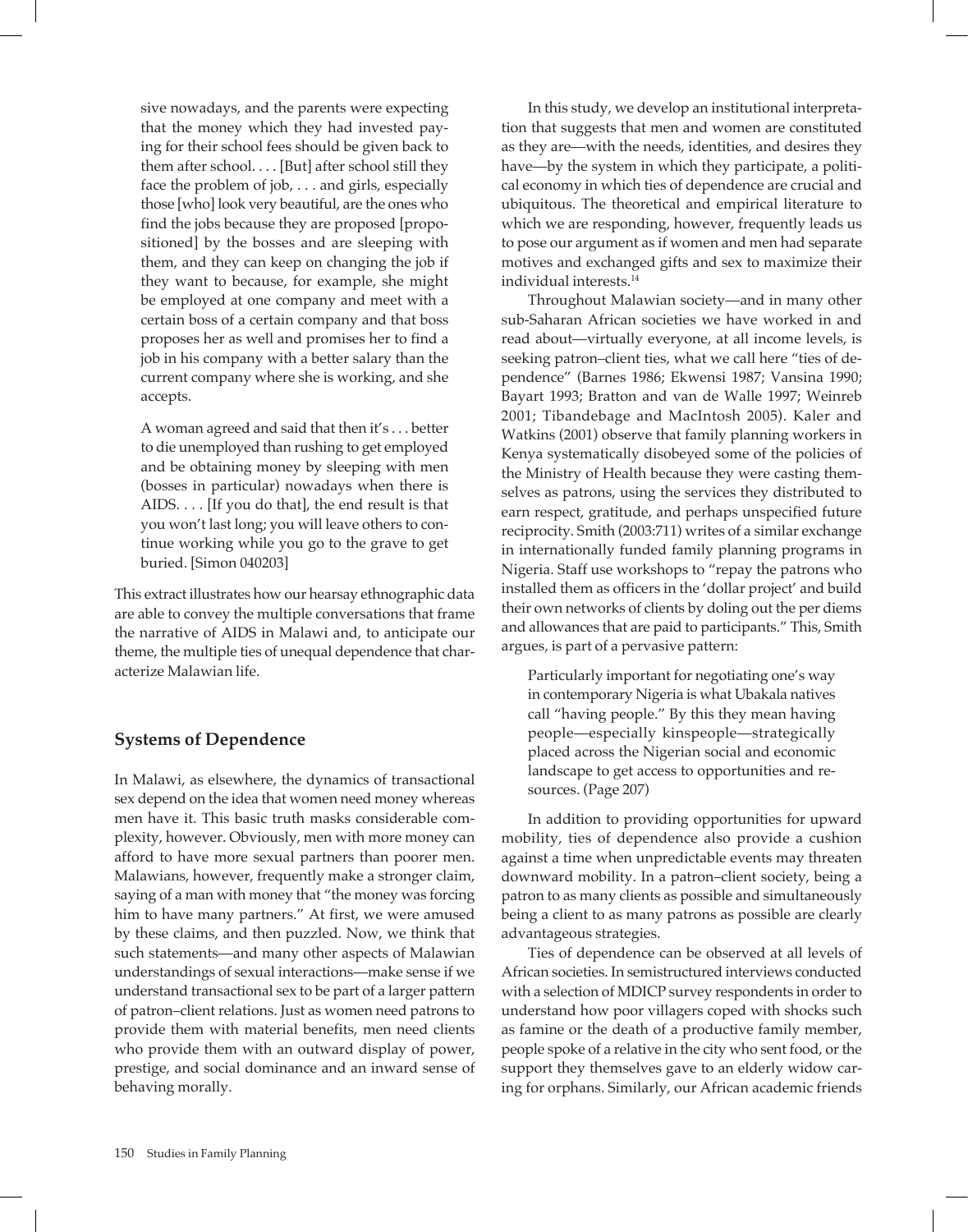sive nowadays, and the parents were expecting that the money which they had invested paying for their school fees should be given back to them after school. . . . [But] after school still they face the problem of job, . . . and girls, especially those [who] look very beautiful, are the ones who find the jobs because they are proposed [propositioned] by the bosses and are sleeping with them, and they can keep on changing the job if they want to because, for example, she might be employed at one company and meet with a certain boss of a certain company and that boss proposes her as well and promises her to find a job in his company with a better salary than the current company where she is working, and she accepts.

> A woman agreed and said that then it's . . . better to die unemployed than rushing to get employed and be obtaining money by sleeping with men (bosses in particular) nowadays when there is AIDS. . . . [If you do that], the end result is that you won't last long; you will leave others to continue working while you go to the grave to get buried. [Simon 040203]

This extract illustrates how our hearsay ethnographic data are able to convey the multiple conversations that frame the narrative of AIDS in Malawi and, to anticipate our theme, the multiple ties of unequal dependence that characterize Malawian life.

## Systems of Dependence

In Malawi, as elsewhere, the dynamics of transactional sex depend on the idea that women need money whereas men have it. This basic truth masks considerable complexity, however. Obviously, men with more money can afford to have more sexual partners than poorer men. Malawians, however, frequently make a stronger claim, saying of a man with money that "the money was forcing him to have many partners." At first, we were amused by these claims, and then puzzled. Now, we think that such statements—and many other aspects of Malawian understandings of sexual interactions—make sense if we understand transactional sex to be part of a larger pattern of patron–client relations. Just as women need patrons to provide them with material benefits, men need clients who provide them with an outward display of power, prestige, and social dominance and an inward sense of behaving morally.

In this study, we develop an institutional interpretation that suggests that men and women are constituted as they are—with the needs, identities, and desires they have—by the system in which they participate, a political economy in which ties of dependence are crucial and ubiquitous. The theoretical and empirical literature to which we are responding, however, frequently leads us to pose our argument as if women and men had separate motives and exchanged gifts and sex to maximize their individual interests.[14]

Throughout Malawian society—and in many other sub-Saharan African societies we have worked in and read about—virtually everyone, at all income levels, is seeking patron–client ties, what we call here "ties of dependence" (Barnes 1986; Ekwensi 1987; Vansina 1990; Bayart 1993; Bratton and van de Walle 1997; Weinreb 2001; Tibandebage and MacIntosh 2005). Kaler and Watkins (2001) observe that family planning workers in Kenya systematically disobeyed some of the policies of the Ministry of Health because they were casting themselves as patrons, using the services they distributed to earn respect, gratitude, and perhaps unspecified future reciprocity. Smith (2003:711) writes of a similar exchange in internationally funded family planning programs in Nigeria. Staff use workshops to "repay the patrons who installed them as officers in the 'dollar project' and build their own networks of clients by doling out the per diems and allowances that are paid to participants." This, Smith argues, is part of a pervasive pattern:

> Particularly important for negotiating one's way in contemporary Nigeria is what Ubakala natives call "having people." By this they mean having people—especially kinspeople—strategically placed across the Nigerian social and economic landscape to get access to opportunities and resources. (Page 207)

In addition to providing opportunities for upward mobility, ties of dependence also provide a cushion against a time when unpredictable events may threaten downward mobility. In a patron–client society, being a patron to as many clients as possible and simultaneously being a client to as many patrons as possible are clearly advantageous strategies.

Ties of dependence can be observed at all levels of African societies. In semistructured interviews conducted with a selection of MDICP survey respondents in order to understand how poor villagers coped with shocks such as famine or the death of a productive family member, people spoke of a relative in the city who sent food, or the support they themselves gave to an elderly widow caring for orphans. Similarly, our African academic friends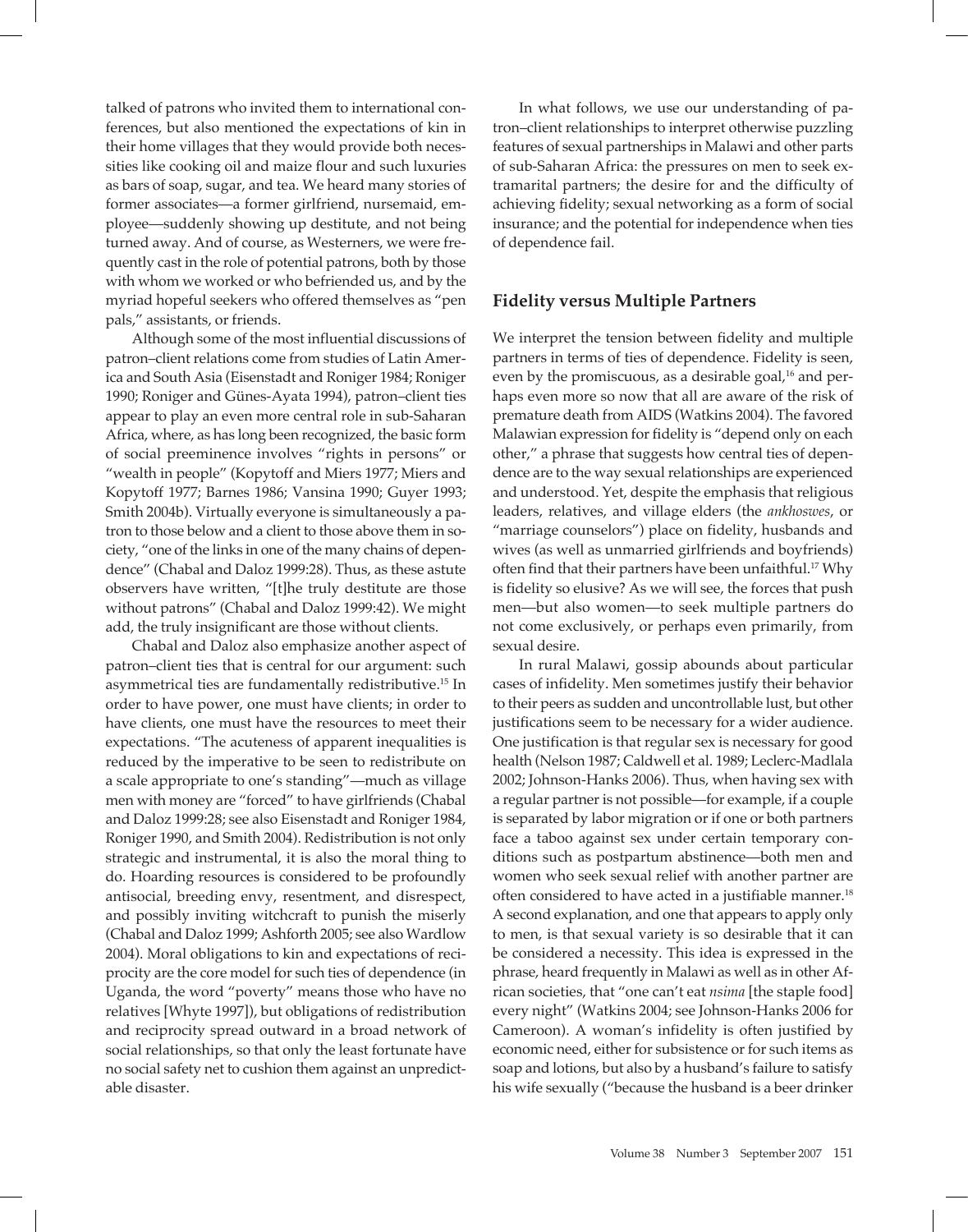talked of patrons who invited them to international conferences, but also mentioned the expectations of kin in their home villages that they would provide both necessities like cooking oil and maize flour and such luxuries as bars of soap, sugar, and tea. We heard many stories of former associates—a former girlfriend, nursemaid, employee—suddenly showing up destitute, and not being turned away. And of course, as Westerners, we were frequently cast in the role of potential patrons, both by those with whom we worked or who befriended us, and by the myriad hopeful seekers who offered themselves as "pen pals," assistants, or friends.

Although some of the most influential discussions of patron–client relations come from studies of Latin America and South Asia (Eisenstadt and Roniger 1984; Roniger 1990; Roniger and Günes-Ayata 1994), patron–client ties appear to play an even more central role in sub-Saharan Africa, where, as has long been recognized, the basic form of social preeminence involves "rights in persons" or "wealth in people" (Kopytoff and Miers 1977; Miers and Kopytoff 1977; Barnes 1986; Vansina 1990; Guyer 1993; Smith 2004b). Virtually everyone is simultaneously a patron to those below and a client to those above them in society, "one of the links in one of the many chains of dependence" (Chabal and Daloz 1999:28). Thus, as these astute observers have written, "[t]he truly destitute are those without patrons" (Chabal and Daloz 1999:42). We might add, the truly insignificant are those without clients.

Chabal and Daloz also emphasize another aspect of patron–client ties that is central for our argument: such asymmetrical ties are fundamentally redistributive.[15] In order to have power, one must have clients; in order to have clients, one must have the resources to meet their expectations. "The acuteness of apparent inequalities is reduced by the imperative to be seen to redistribute on a scale appropriate to one's standing"—much as village men with money are "forced" to have girlfriends (Chabal and Daloz 1999:28; see also Eisenstadt and Roniger 1984, Roniger 1990, and Smith 2004). Redistribution is not only strategic and instrumental, it is also the moral thing to do. Hoarding resources is considered to be profoundly antisocial, breeding envy, resentment, and disrespect, and possibly inviting witchcraft to punish the miserly (Chabal and Daloz 1999; Ashforth 2005; see also Wardlow 2004). Moral obligations to kin and expectations of reciprocity are the core model for such ties of dependence (in Uganda, the word "poverty" means those who have no relatives [Whyte 1997]), but obligations of redistribution and reciprocity spread outward in a broad network of social relationships, so that only the least fortunate have no social safety net to cushion them against an unpredictable disaster.

In what follows, we use our understanding of patron–client relationships to interpret otherwise puzzling features of sexual partnerships in Malawi and other parts of sub-Saharan Africa: the pressures on men to seek extramarital partners; the desire for and the difficulty of achieving fidelity; sexual networking as a form of social insurance; and the potential for independence when ties of dependence fail.

## Fidelity versus Multiple Partners

We interpret the tension between fidelity and multiple partners in terms of ties of dependence. Fidelity is seen, even by the promiscuous, as a desirable goal,[16] and perhaps even more so now that all are aware of the risk of premature death from AIDS (Watkins 2004). The favored Malawian expression for fidelity is "depend only on each other," a phrase that suggests how central ties of dependence are to the way sexual relationships are experienced and understood. Yet, despite the emphasis that religious leaders, relatives, and village elders (the *ankhoswes*, or "marriage counselors") place on fidelity, husbands and wives (as well as unmarried girlfriends and boyfriends) often find that their partners have been unfaithful.[17] Why is fidelity so elusive? As we will see, the forces that push men—but also women—to seek multiple partners do not come exclusively, or perhaps even primarily, from sexual desire.

In rural Malawi, gossip abounds about particular cases of infidelity. Men sometimes justify their behavior to their peers as sudden and uncontrollable lust, but other justifications seem to be necessary for a wider audience. One justification is that regular sex is necessary for good health (Nelson 1987; Caldwell et al. 1989; Leclerc-Madlala 2002; Johnson-Hanks 2006). Thus, when having sex with a regular partner is not possible—for example, if a couple is separated by labor migration or if one or both partners face a taboo against sex under certain temporary conditions such as postpartum abstinence—both men and women who seek sexual relief with another partner are often considered to have acted in a justifiable manner.[18] A second explanation, and one that appears to apply only to men, is that sexual variety is so desirable that it can be considered a necessity. This idea is expressed in the phrase, heard frequently in Malawi as well as in other African societies, that "one can't eat *nsima* [the staple food] every night" (Watkins 2004; see Johnson-Hanks 2006 for Cameroon). A woman's infidelity is often justified by economic need, either for subsistence or for such items as soap and lotions, but also by a husband's failure to satisfy his wife sexually ("because the husband is a beer drinker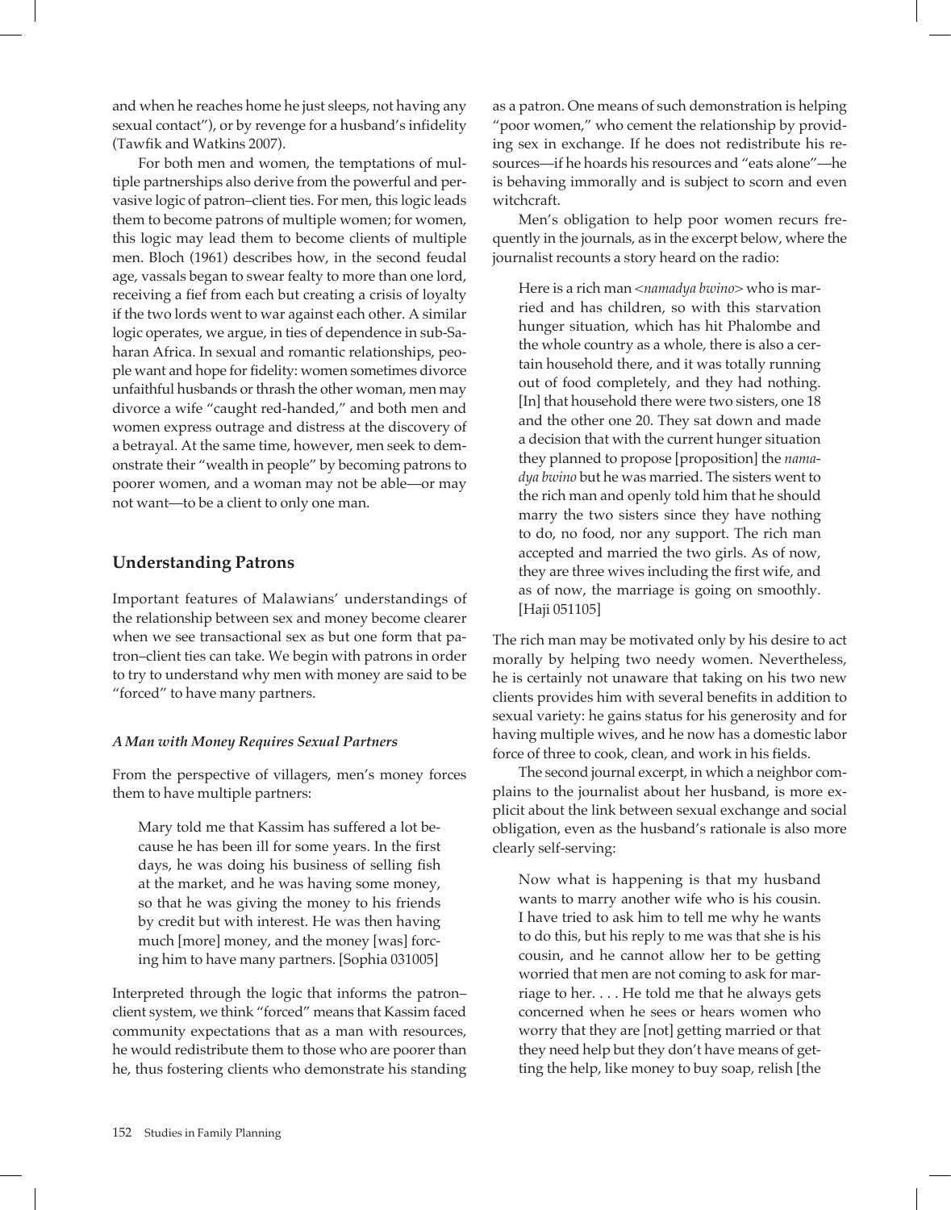and when he reaches home he just sleeps, not having any sexual contact"), or by revenge for a husband's infidelity (Tawfik and Watkins 2007).

For both men and women, the temptations of multiple partnerships also derive from the powerful and pervasive logic of patron–client ties. For men, this logic leads them to become patrons of multiple women; for women, this logic may lead them to become clients of multiple men. Bloch (1961) describes how, in the second feudal age, vassals began to swear fealty to more than one lord, receiving a fief from each but creating a crisis of loyalty if the two lords went to war against each other. A similar logic operates, we argue, in ties of dependence in sub-Saharan Africa. In sexual and romantic relationships, people want and hope for fidelity: women sometimes divorce unfaithful husbands or thrash the other woman, men may divorce a wife "caught red-handed," and both men and women express outrage and distress at the discovery of a betrayal. At the same time, however, men seek to demonstrate their "wealth in people" by becoming patrons to poorer women, and a woman may not be able—or may not want—to be a client to only one man.

## Understanding Patrons

Important features of Malawians' understandings of the relationship between sex and money become clearer when we see transactional sex as but one form that patron–client ties can take. We begin with patrons in order to try to understand why men with money are said to be "forced" to have many partners.

### *A Man with Money Requires Sexual Partners*

From the perspective of villagers, men's money forces them to have multiple partners:

> Mary told me that Kassim has suffered a lot because he has been ill for some years. In the first days, he was doing his business of selling fish at the market, and he was having some money, so that he was giving the money to his friends by credit but with interest. He was then having much [more] money, and the money [was] forcing him to have many partners. [Sophia 031005]

Interpreted through the logic that informs the patron–client system, we think "forced" means that Kassim faced community expectations that as a man with resources, he would redistribute them to those who are poorer than he, thus fostering clients who demonstrate his standing as a patron. One means of such demonstration is helping "poor women," who cement the relationship by providing sex in exchange. If he does not redistribute his resources—if he hoards his resources and "eats alone"—he is behaving immorally and is subject to scorn and even witchcraft.

Men's obligation to help poor women recurs frequently in the journals, as in the excerpt below, where the journalist recounts a story heard on the radio:

> Here is a rich man <*namadya bwino*> who is married and has children, so with this starvation hunger situation, which has hit Phalombe and the whole country as a whole, there is also a certain household there, and it was totally running out of food completely, and they had nothing. [In] that household there were two sisters, one 18 and the other one 20. They sat down and made a decision that with the current hunger situation they planned to propose [proposition] the *namadya bwino* but he was married. The sisters went to the rich man and openly told him that he should marry the two sisters since they have nothing to do, no food, nor any support. The rich man accepted and married the two girls. As of now, they are three wives including the first wife, and as of now, the marriage is going on smoothly. [Haji 051105]

The rich man may be motivated only by his desire to act morally by helping two needy women. Nevertheless, he is certainly not unaware that taking on his two new clients provides him with several benefits in addition to sexual variety: he gains status for his generosity and for having multiple wives, and he now has a domestic labor force of three to cook, clean, and work in his fields.

The second journal excerpt, in which a neighbor complains to the journalist about her husband, is more explicit about the link between sexual exchange and social obligation, even as the husband's rationale is also more clearly self-serving:

> Now what is happening is that my husband wants to marry another wife who is his cousin. I have tried to ask him to tell me why he wants to do this, but his reply to me was that she is his cousin, and he cannot allow her to be getting worried that men are not coming to ask for marriage to her. . . . He told me that he always gets concerned when he sees or hears women who worry that they are [not] getting married or that they need help but they don't have means of getting the help, like money to buy soap, relish [the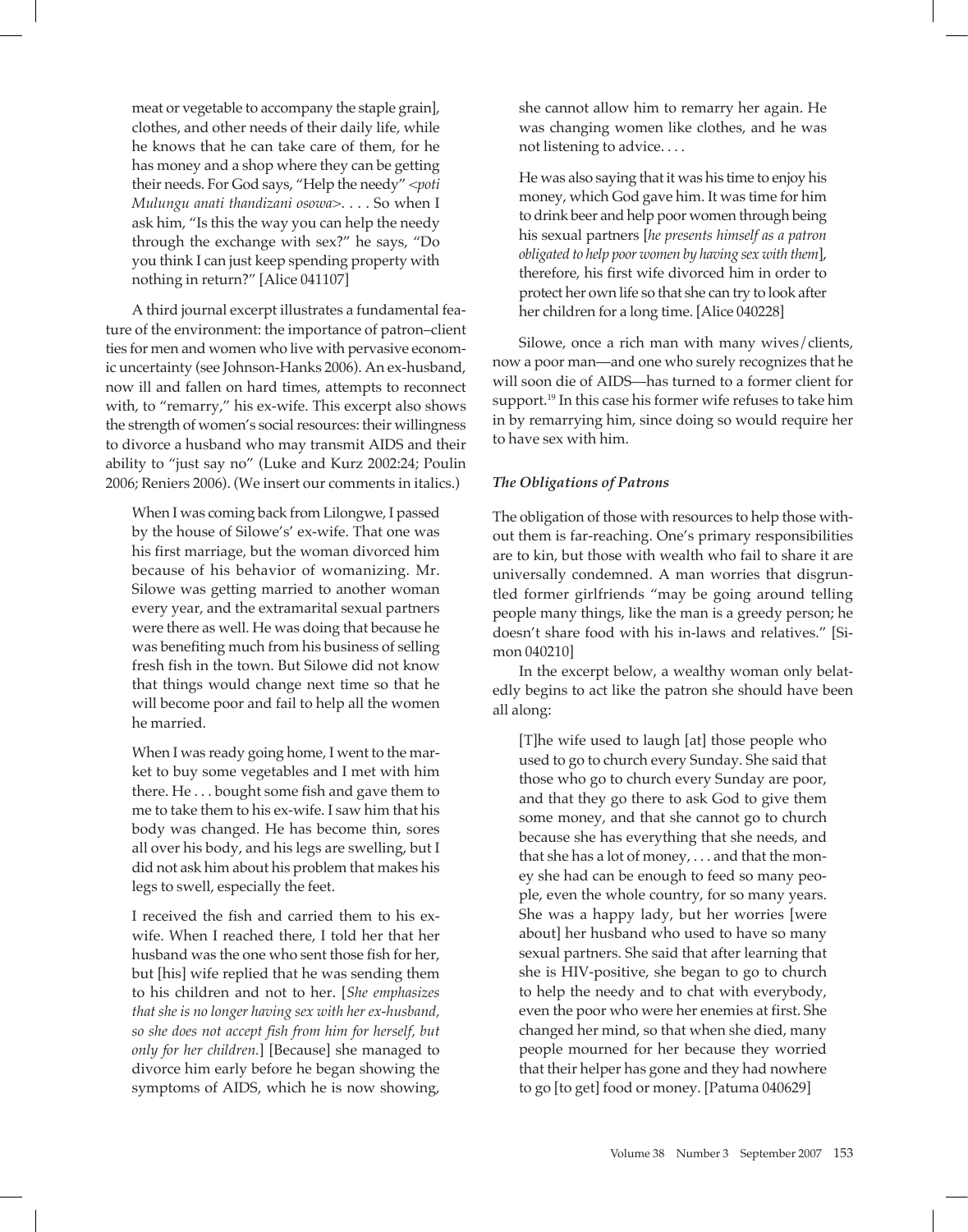meat or vegetable to accompany the staple grain], clothes, and other needs of their daily life, while he knows that he can take care of them, for he has money and a shop where they can be getting their needs. For God says, "Help the needy" <*poti Mulungu anati thandizani osowa*>. . . . So when I ask him, "Is this the way you can help the needy through the exchange with sex?" he says, "Do you think I can just keep spending property with nothing in return?" [Alice 041107]

A third journal excerpt illustrates a fundamental feature of the environment: the importance of patron–client ties for men and women who live with pervasive economic uncertainty (see Johnson-Hanks 2006). An ex-husband, now ill and fallen on hard times, attempts to reconnect with, to "remarry," his ex-wife. This excerpt also shows the strength of women's social resources: their willingness to divorce a husband who may transmit AIDS and their ability to "just say no" (Luke and Kurz 2002:24; Poulin 2006; Reniers 2006). (We insert our comments in italics.)

> When I was coming back from Lilongwe, I passed by the house of Silowe's' ex-wife. That one was his first marriage, but the woman divorced him because of his behavior of womanizing. Mr. Silowe was getting married to another woman every year, and the extramarital sexual partners were there as well. He was doing that because he was benefiting much from his business of selling fresh fish in the town. But Silowe did not know that things would change next time so that he will become poor and fail to help all the women he married.
>
> When I was ready going home, I went to the market to buy some vegetables and I met with him there. He . . . bought some fish and gave them to me to take them to his ex-wife. I saw him that his body was changed. He has become thin, sores all over his body, and his legs are swelling, but I did not ask him about his problem that makes his legs to swell, especially the feet.
>
> I received the fish and carried them to his ex-wife. When I reached there, I told her that her husband was the one who sent those fish for her, but [his] wife replied that he was sending them to his children and not to her. [*She emphasizes that she is no longer having sex with her ex-husband, so she does not accept fish from him for herself, but only for her children.*] [Because] she managed to divorce him early before he began showing the symptoms of AIDS, which he is now showing, she cannot allow him to remarry her again. He was changing women like clothes, and he was not listening to advice. . . .
>
> He was also saying that it was his time to enjoy his money, which God gave him. It was time for him to drink beer and help poor women through being his sexual partners [*he presents himself as a patron obligated to help poor women by having sex with them*], therefore, his first wife divorced him in order to protect her own life so that she can try to look after her children for a long time. [Alice 040228]

Silowe, once a rich man with many wives/clients, now a poor man—and one who surely recognizes that he will soon die of AIDS—has turned to a former client for support.[19] In this case his former wife refuses to take him in by remarrying him, since doing so would require her to have sex with him.

### *The Obligations of Patrons*

The obligation of those with resources to help those without them is far-reaching. One's primary responsibilities are to kin, but those with wealth who fail to share it are universally condemned. A man worries that disgruntled former girlfriends "may be going around telling people many things, like the man is a greedy person; he doesn't share food with his in-laws and relatives." [Simon 040210]

In the excerpt below, a wealthy woman only belatedly begins to act like the patron she should have been all along:

> [T]he wife used to laugh [at] those people who used to go to church every Sunday. She said that those who go to church every Sunday are poor, and that they go there to ask God to give them some money, and that she cannot go to church because she has everything that she needs, and that she has a lot of money, . . . and that the money she had can be enough to feed so many people, even the whole country, for so many years. She was a happy lady, but her worries [were about] her husband who used to have so many sexual partners. She said that after learning that she is HIV-positive, she began to go to church to help the needy and to chat with everybody, even the poor who were her enemies at first. She changed her mind, so that when she died, many people mourned for her because they worried that their helper has gone and they had nowhere to go [to get] food or money. [Patuma 040629]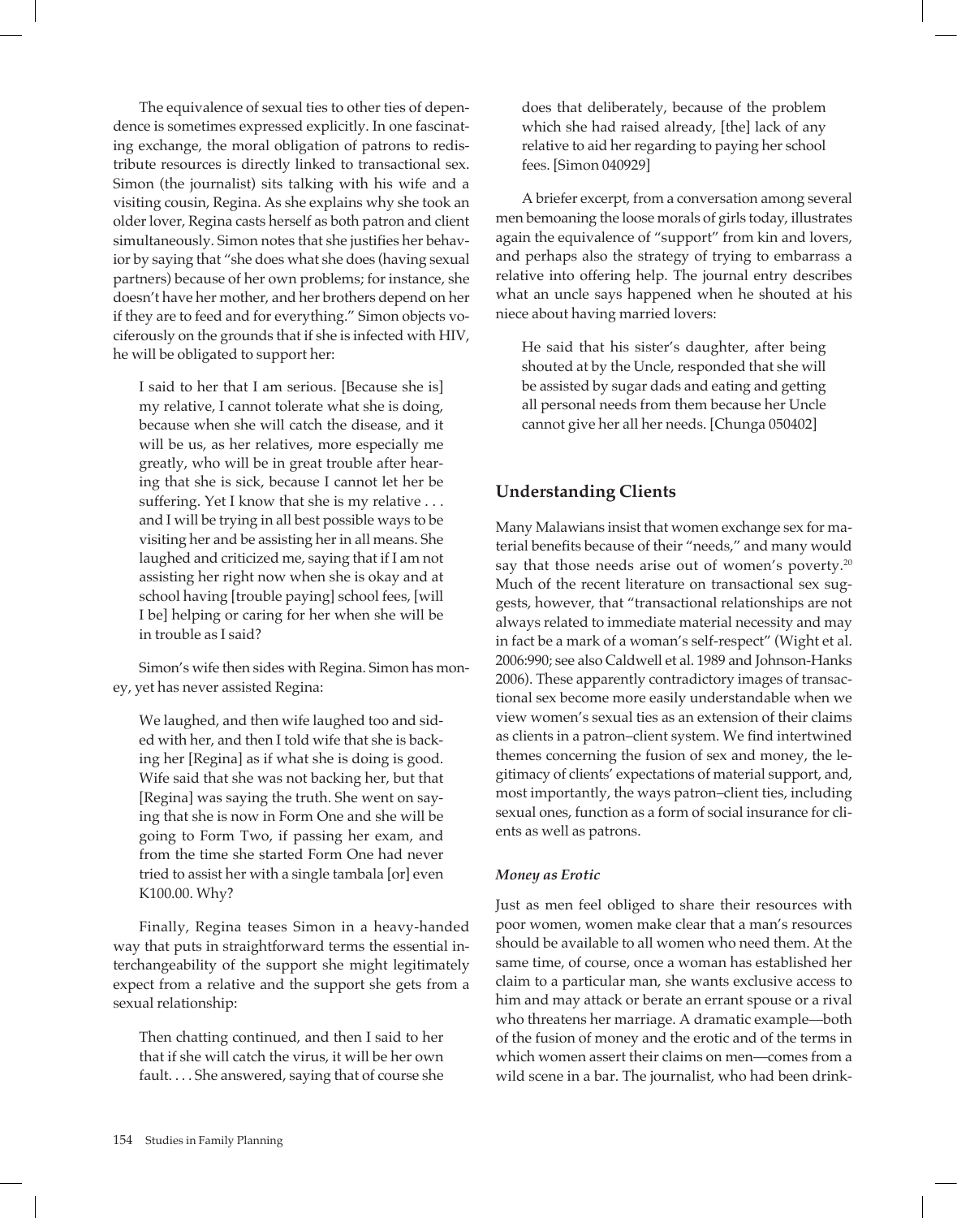The equivalence of sexual ties to other ties of dependence is sometimes expressed explicitly. In one fascinating exchange, the moral obligation of patrons to redistribute resources is directly linked to transactional sex. Simon (the journalist) sits talking with his wife and a visiting cousin, Regina. As she explains why she took an older lover, Regina casts herself as both patron and client simultaneously. Simon notes that she justifies her behavior by saying that "she does what she does (having sexual partners) because of her own problems; for instance, she doesn't have her mother, and her brothers depend on her if they are to feed and for everything." Simon objects vociferously on the grounds that if she is infected with HIV, he will be obligated to support her:

> I said to her that I am serious. [Because she is] my relative, I cannot tolerate what she is doing, because when she will catch the disease, and it will be us, as her relatives, more especially me greatly, who will be in great trouble after hearing that she is sick, because I cannot let her be suffering. Yet I know that she is my relative . . . and I will be trying in all best possible ways to be visiting her and be assisting her in all means. She laughed and criticized me, saying that if I am not assisting her right now when she is okay and at school having [trouble paying] school fees, [will I be] helping or caring for her when she will be in trouble as I said?

Simon's wife then sides with Regina. Simon has money, yet has never assisted Regina:

> We laughed, and then wife laughed too and sided with her, and then I told wife that she is backing her [Regina] as if what she is doing is good. Wife said that she was not backing her, but that [Regina] was saying the truth. She went on saying that she is now in Form One and she will be going to Form Two, if passing her exam, and from the time she started Form One had never tried to assist her with a single tambala [or] even K100.00. Why?

Finally, Regina teases Simon in a heavy-handed way that puts in straightforward terms the essential interchangeability of the support she might legitimately expect from a relative and the support she gets from a sexual relationship:

> Then chatting continued, and then I said to her that if she will catch the virus, it will be her own fault. . . . She answered, saying that of course she does that deliberately, because of the problem which she had raised already, [the] lack of any relative to aid her regarding to paying her school fees. [Simon 040929]

A briefer excerpt, from a conversation among several men bemoaning the loose morals of girls today, illustrates again the equivalence of "support" from kin and lovers, and perhaps also the strategy of trying to embarrass a relative into offering help. The journal entry describes what an uncle says happened when he shouted at his niece about having married lovers:

> He said that his sister's daughter, after being shouted at by the Uncle, responded that she will be assisted by sugar dads and eating and getting all personal needs from them because her Uncle cannot give her all her needs. [Chunga 050402]

## Understanding Clients

Many Malawians insist that women exchange sex for material benefits because of their "needs," and many would say that those needs arise out of women's poverty.[20] Much of the recent literature on transactional sex suggests, however, that "transactional relationships are not always related to immediate material necessity and may in fact be a mark of a woman's self-respect" (Wight et al. 2006:990; see also Caldwell et al. 1989 and Johnson-Hanks 2006). These apparently contradictory images of transactional sex become more easily understandable when we view women's sexual ties as an extension of their claims as clients in a patron–client system. We find intertwined themes concerning the fusion of sex and money, the legitimacy of clients' expectations of material support, and, most importantly, the ways patron–client ties, including sexual ones, function as a form of social insurance for clients as well as patrons.

### *Money as Erotic*

Just as men feel obliged to share their resources with poor women, women make clear that a man's resources should be available to all women who need them. At the same time, of course, once a woman has established her claim to a particular man, she wants exclusive access to him and may attack or berate an errant spouse or a rival who threatens her marriage. A dramatic example—both of the fusion of money and the erotic and of the terms in which women assert their claims on men—comes from a wild scene in a bar. The journalist, who had been drink-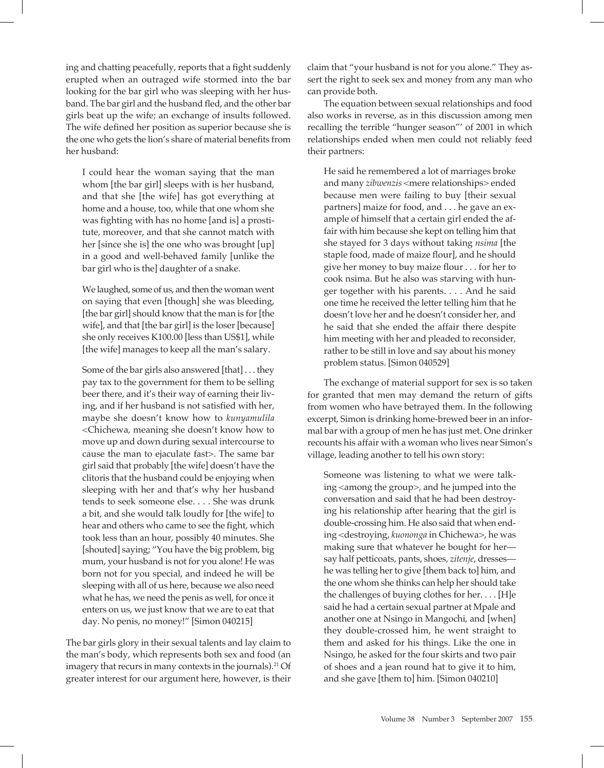ing and chatting peacefully, reports that a fight suddenly erupted when an outraged wife stormed into the bar looking for the bar girl who was sleeping with her husband. The bar girl and the husband fled, and the other bar girls beat up the wife; an exchange of insults followed. The wife defined her position as superior because she is the one who gets the lion's share of material benefits from her husband:

> I could hear the woman saying that the man whom [the bar girl] sleeps with is her husband, and that she [the wife] has got everything at home and a house, too, while that one whom she was fighting with has no home [and is] a prostitute, moreover, and that she cannot match with her [since she is] the one who was brought [up] in a good and well-behaved family [unlike the bar girl who is the] daughter of a snake.
>
> We laughed, some of us, and then the woman went on saying that even [though] she was bleeding, [the bar girl] should know that the man is for [the wife], and that [the bar girl] is the loser [because] she only receives K100.00 [less than US$1], while [the wife] manages to keep all the man's salary.
>
> Some of the bar girls also answered [that] . . . they pay tax to the government for them to be selling beer there, and it's their way of earning their living, and if her husband is not satisfied with her, maybe she doesn't know how to *kunyamulila* <Chichewa, meaning she doesn't know how to move up and down during sexual intercourse to cause the man to ejaculate fast>. The same bar girl said that probably [the wife] doesn't have the clitoris that the husband could be enjoying when sleeping with her and that's why her husband tends to seek someone else. . . . She was drunk a bit, and she would talk loudly for [the wife] to hear and others who came to see the fight, which took less than an hour, possibly 40 minutes. She [shouted] saying; "You have the big problem, big mum, your husband is not for you alone! He was born not for you special, and indeed he will be sleeping with all of us here, because we also need what he has, we need the penis as well, for once it enters on us, we just know that we are to eat that day. No penis, no money!" [Simon 040215]

The bar girls glory in their sexual talents and lay claim to the man's body, which represents both sex and food (an imagery that recurs in many contexts in the journals).[21] Of greater interest for our argument here, however, is their claim that "your husband is not for you alone." They assert the right to seek sex and money from any man who can provide both.

The equation between sexual relationships and food also works in reverse, as in this discussion among men recalling the terrible "hunger season"' of 2001 in which relationships ended when men could not reliably feed their partners:

> He said he remembered a lot of marriages broke and many *zibwenzis* <mere relationships> ended because men were failing to buy [their sexual partners] maize for food, and . . . he gave an example of himself that a certain girl ended the affair with him because she kept on telling him that she stayed for 3 days without taking *nsima* [the staple food, made of maize flour], and he should give her money to buy maize flour . . . for her to cook nsima. But he also was starving with hunger together with his parents. . . . And he said one time he received the letter telling him that he doesn't love her and he doesn't consider her, and he said that she ended the affair there despite him meeting with her and pleaded to reconsider, rather to be still in love and say about his money problem status. [Simon 040529]

The exchange of material support for sex is so taken for granted that men may demand the return of gifts from women who have betrayed them. In the following excerpt, Simon is drinking home-brewed beer in an informal bar with a group of men he has just met. One drinker recounts his affair with a woman who lives near Simon's village, leading another to tell his own story:

> Someone was listening to what we were talking <among the group>, and he jumped into the conversation and said that he had been destroying his relationship after hearing that the girl is double-crossing him. He also said that when ending <destroying, *kuononga* in Chichewa>, he was making sure that whatever he bought for her—say half petticoats, pants, shoes, *zitenje*, dresses—he was telling her to give [them back to] him, and the one whom she thinks can help her should take the challenges of buying clothes for her. . . . [H]e said he had a certain sexual partner at Mpale and another one at Nsingo in Mangochi, and [when] they double-crossed him, he went straight to them and asked for his things. Like the one in Nsingo, he asked for the four skirts and two pair of shoes and a jean round hat to give it to him, and she gave [them to] him. [Simon 040210]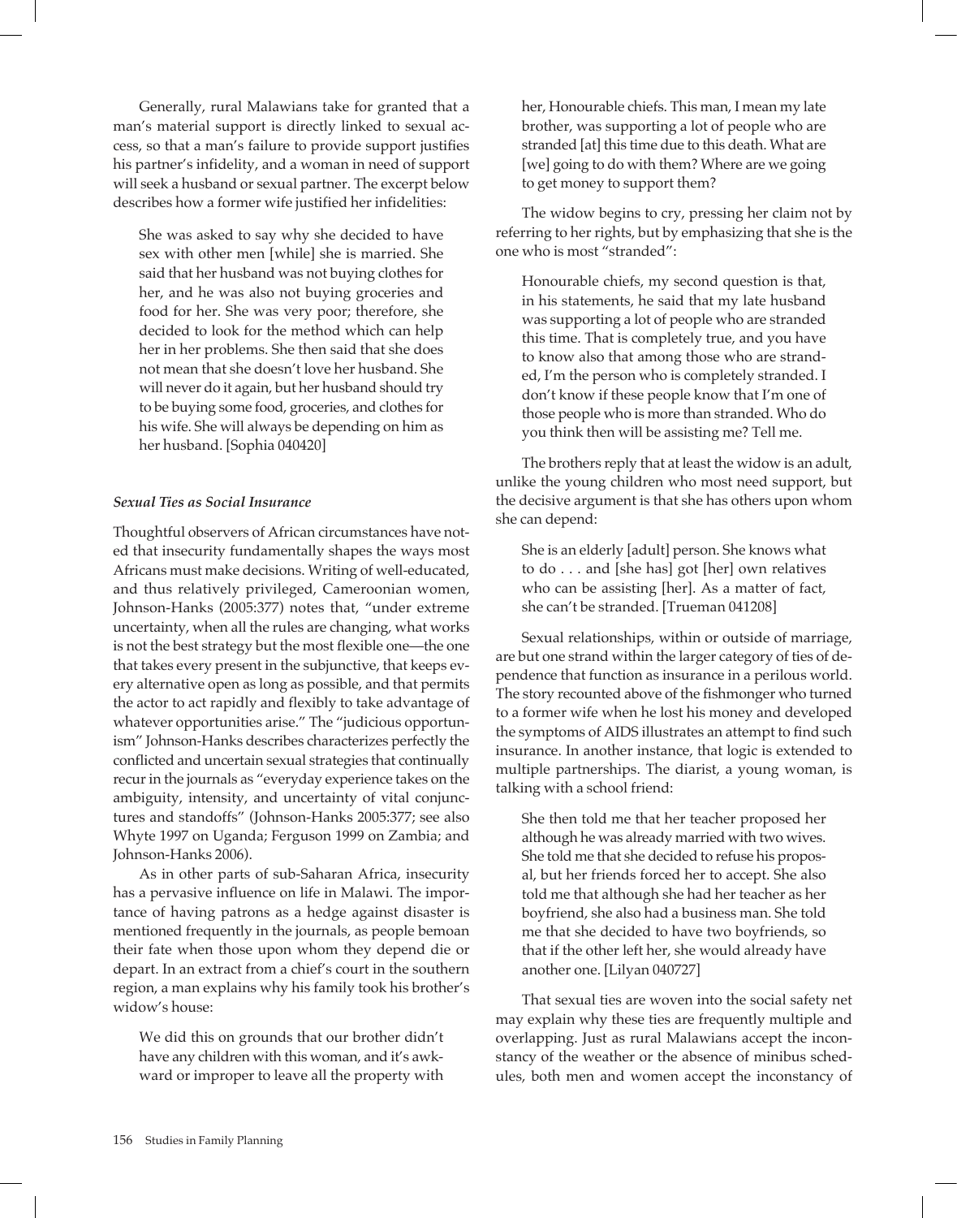Generally, rural Malawians take for granted that a man's material support is directly linked to sexual access, so that a man's failure to provide support justifies his partner's infidelity, and a woman in need of support will seek a husband or sexual partner. The excerpt below describes how a former wife justified her infidelities:

> She was asked to say why she decided to have sex with other men [while] she is married. She said that her husband was not buying clothes for her, and he was also not buying groceries and food for her. She was very poor; therefore, she decided to look for the method which can help her in her problems. She then said that she does not mean that she doesn't love her husband. She will never do it again, but her husband should try to be buying some food, groceries, and clothes for his wife. She will always be depending on him as her husband. [Sophia 040420]

### *Sexual Ties as Social Insurance*

Thoughtful observers of African circumstances have noted that insecurity fundamentally shapes the ways most Africans must make decisions. Writing of well-educated, and thus relatively privileged, Cameroonian women, Johnson-Hanks (2005:377) notes that, "under extreme uncertainty, when all the rules are changing, what works is not the best strategy but the most flexible one—the one that takes every present in the subjunctive, that keeps every alternative open as long as possible, and that permits the actor to act rapidly and flexibly to take advantage of whatever opportunities arise." The "judicious opportunism" Johnson-Hanks describes characterizes perfectly the conflicted and uncertain sexual strategies that continually recur in the journals as "everyday experience takes on the ambiguity, intensity, and uncertainty of vital conjunctures and standoffs" (Johnson-Hanks 2005:377; see also Whyte 1997 on Uganda; Ferguson 1999 on Zambia; and Johnson-Hanks 2006).

As in other parts of sub-Saharan Africa, insecurity has a pervasive influence on life in Malawi. The importance of having patrons as a hedge against disaster is mentioned frequently in the journals, as people bemoan their fate when those upon whom they depend die or depart. In an extract from a chief's court in the southern region, a man explains why his family took his brother's widow's house:

> We did this on grounds that our brother didn't have any children with this woman, and it's awkward or improper to leave all the property with her, Honourable chiefs. This man, I mean my late brother, was supporting a lot of people who are stranded [at] this time due to this death. What are [we] going to do with them? Where are we going to get money to support them?

The widow begins to cry, pressing her claim not by referring to her rights, but by emphasizing that she is the one who is most "stranded":

> Honourable chiefs, my second question is that, in his statements, he said that my late husband was supporting a lot of people who are stranded this time. That is completely true, and you have to know also that among those who are stranded, I'm the person who is completely stranded. I don't know if these people know that I'm one of those people who is more than stranded. Who do you think then will be assisting me? Tell me.

The brothers reply that at least the widow is an adult, unlike the young children who most need support, but the decisive argument is that she has others upon whom she can depend:

> She is an elderly [adult] person. She knows what to do . . . and [she has] got [her] own relatives who can be assisting [her]. As a matter of fact, she can't be stranded. [Trueman 041208]

Sexual relationships, within or outside of marriage, are but one strand within the larger category of ties of dependence that function as insurance in a perilous world. The story recounted above of the fishmonger who turned to a former wife when he lost his money and developed the symptoms of AIDS illustrates an attempt to find such insurance. In another instance, that logic is extended to multiple partnerships. The diarist, a young woman, is talking with a school friend:

> She then told me that her teacher proposed her although he was already married with two wives. She told me that she decided to refuse his proposal, but her friends forced her to accept. She also told me that although she had her teacher as her boyfriend, she also had a business man. She told me that she decided to have two boyfriends, so that if the other left her, she would already have another one. [Lilyan 040727]

That sexual ties are woven into the social safety net may explain why these ties are frequently multiple and overlapping. Just as rural Malawians accept the inconstancy of the weather or the absence of minibus schedules, both men and women accept the inconstancy of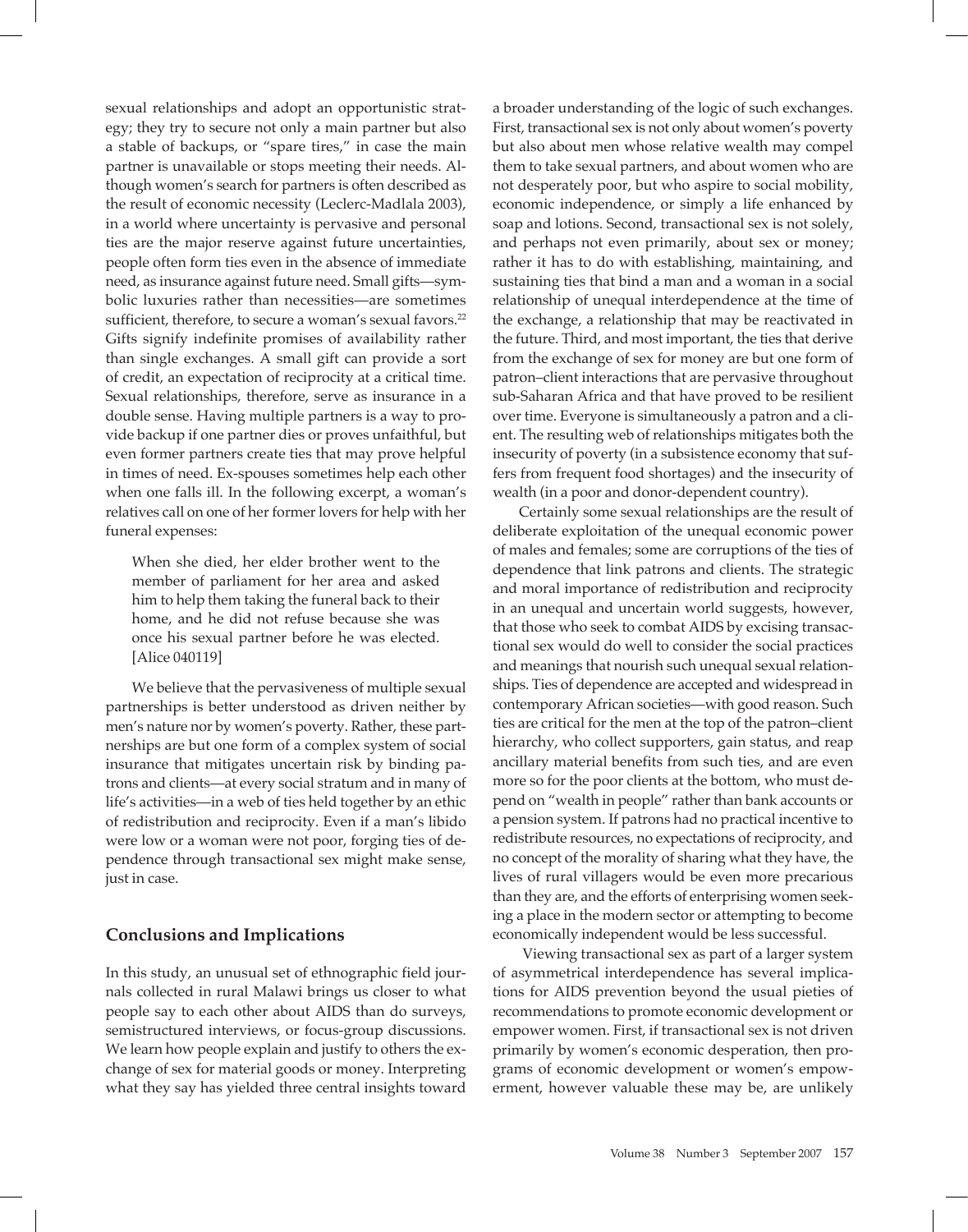sexual relationships and adopt an opportunistic strategy; they try to secure not only a main partner but also a stable of backups, or "spare tires," in case the main partner is unavailable or stops meeting their needs. Although women's search for partners is often described as the result of economic necessity (Leclerc-Madlala 2003), in a world where uncertainty is pervasive and personal ties are the major reserve against future uncertainties, people often form ties even in the absence of immediate need, as insurance against future need. Small gifts—symbolic luxuries rather than necessities—are sometimes sufficient, therefore, to secure a woman's sexual favors.[22] Gifts signify indefinite promises of availability rather than single exchanges. A small gift can provide a sort of credit, an expectation of reciprocity at a critical time. Sexual relationships, therefore, serve as insurance in a double sense. Having multiple partners is a way to provide backup if one partner dies or proves unfaithful, but even former partners create ties that may prove helpful in times of need. Ex-spouses sometimes help each other when one falls ill. In the following excerpt, a woman's relatives call on one of her former lovers for help with her funeral expenses:

> When she died, her elder brother went to the member of parliament for her area and asked him to help them taking the funeral back to their home, and he did not refuse because she was once his sexual partner before he was elected. [Alice 040119]

We believe that the pervasiveness of multiple sexual partnerships is better understood as driven neither by men's nature nor by women's poverty. Rather, these partnerships are but one form of a complex system of social insurance that mitigates uncertain risk by binding patrons and clients—at every social stratum and in many of life's activities—in a web of ties held together by an ethic of redistribution and reciprocity. Even if a man's libido were low or a woman were not poor, forging ties of dependence through transactional sex might make sense, just in case.

## Conclusions and Implications

In this study, an unusual set of ethnographic field journals collected in rural Malawi brings us closer to what people say to each other about AIDS than do surveys, semistructured interviews, or focus-group discussions. We learn how people explain and justify to others the exchange of sex for material goods or money. Interpreting what they say has yielded three central insights toward a broader understanding of the logic of such exchanges. First, transactional sex is not only about women's poverty but also about men whose relative wealth may compel them to take sexual partners, and about women who are not desperately poor, but who aspire to social mobility, economic independence, or simply a life enhanced by soap and lotions. Second, transactional sex is not solely, and perhaps not even primarily, about sex or money; rather it has to do with establishing, maintaining, and sustaining ties that bind a man and a woman in a social relationship of unequal interdependence at the time of the exchange, a relationship that may be reactivated in the future. Third, and most important, the ties that derive from the exchange of sex for money are but one form of patron–client interactions that are pervasive throughout sub-Saharan Africa and that have proved to be resilient over time. Everyone is simultaneously a patron and a client. The resulting web of relationships mitigates both the insecurity of poverty (in a subsistence economy that suffers from frequent food shortages) and the insecurity of wealth (in a poor and donor-dependent country).

Certainly some sexual relationships are the result of deliberate exploitation of the unequal economic power of males and females; some are corruptions of the ties of dependence that link patrons and clients. The strategic and moral importance of redistribution and reciprocity in an unequal and uncertain world suggests, however, that those who seek to combat AIDS by excising transactional sex would do well to consider the social practices and meanings that nourish such unequal sexual relationships. Ties of dependence are accepted and widespread in contemporary African societies—with good reason. Such ties are critical for the men at the top of the patron–client hierarchy, who collect supporters, gain status, and reap ancillary material benefits from such ties, and are even more so for the poor clients at the bottom, who must depend on "wealth in people" rather than bank accounts or a pension system. If patrons had no practical incentive to redistribute resources, no expectations of reciprocity, and no concept of the morality of sharing what they have, the lives of rural villagers would be even more precarious than they are, and the efforts of enterprising women seeking a place in the modern sector or attempting to become economically independent would be less successful.

Viewing transactional sex as part of a larger system of asymmetrical interdependence has several implications for AIDS prevention beyond the usual pieties of recommendations to promote economic development or empower women. First, if transactional sex is not driven primarily by women's economic desperation, then programs of economic development or women's empowerment, however valuable these may be, are unlikely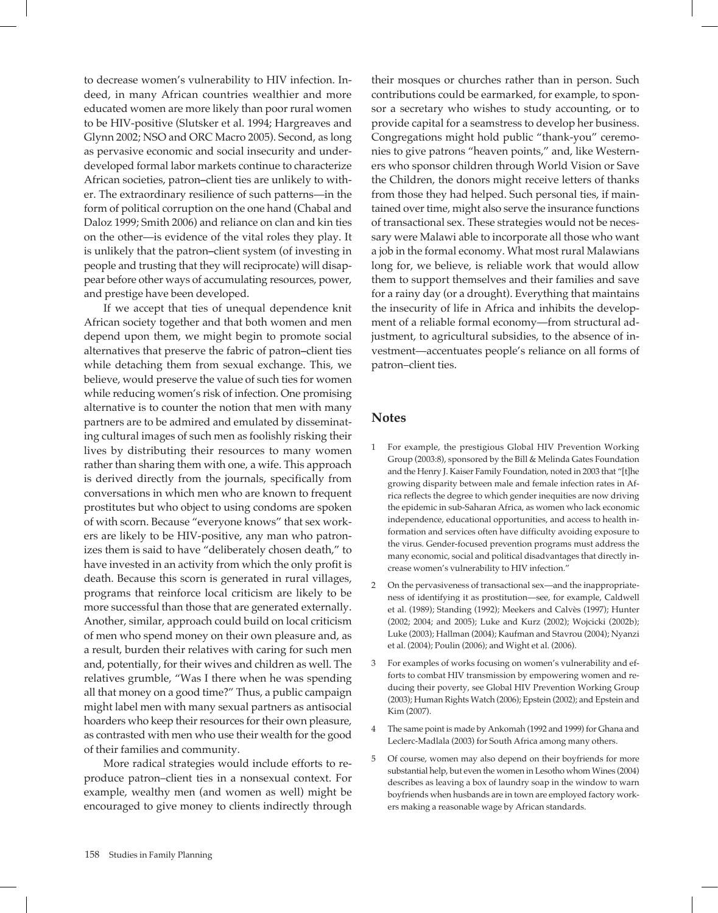to decrease women's vulnerability to HIV infection. Indeed, in many African countries wealthier and more educated women are more likely than poor rural women to be HIV-positive (Slutsker et al. 1994; Hargreaves and Glynn 2002; NSO and ORC Macro 2005). Second, as long as pervasive economic and social insecurity and underdeveloped formal labor markets continue to characterize African societies, patron–client ties are unlikely to wither. The extraordinary resilience of such patterns—in the form of political corruption on the one hand (Chabal and Daloz 1999; Smith 2006) and reliance on clan and kin ties on the other—is evidence of the vital roles they play. It is unlikely that the patron–client system (of investing in people and trusting that they will reciprocate) will disappear before other ways of accumulating resources, power, and prestige have been developed.

If we accept that ties of unequal dependence knit African society together and that both women and men depend upon them, we might begin to promote social alternatives that preserve the fabric of patron–client ties while detaching them from sexual exchange. This, we believe, would preserve the value of such ties for women while reducing women's risk of infection. One promising alternative is to counter the notion that men with many partners are to be admired and emulated by disseminating cultural images of such men as foolishly risking their lives by distributing their resources to many women rather than sharing them with one, a wife. This approach is derived directly from the journals, specifically from conversations in which men who are known to frequent prostitutes but who object to using condoms are spoken of with scorn. Because "everyone knows" that sex workers are likely to be HIV-positive, any man who patronizes them is said to have "deliberately chosen death," to have invested in an activity from which the only profit is death. Because this scorn is generated in rural villages, programs that reinforce local criticism are likely to be more successful than those that are generated externally. Another, similar, approach could build on local criticism of men who spend money on their own pleasure and, as a result, burden their relatives with caring for such men and, potentially, for their wives and children as well. The relatives grumble, "Was I there when he was spending all that money on a good time?" Thus, a public campaign might label men with many sexual partners as antisocial hoarders who keep their resources for their own pleasure, as contrasted with men who use their wealth for the good of their families and community.

More radical strategies would include efforts to reproduce patron–client ties in a nonsexual context. For example, wealthy men (and women as well) might be encouraged to give money to clients indirectly through their mosques or churches rather than in person. Such contributions could be earmarked, for example, to sponsor a secretary who wishes to study accounting, or to provide capital for a seamstress to develop her business. Congregations might hold public "thank-you" ceremonies to give patrons "heaven points," and, like Westerners who sponsor children through World Vision or Save the Children, the donors might receive letters of thanks from those they had helped. Such personal ties, if maintained over time, might also serve the insurance functions of transactional sex. These strategies would not be necessary were Malawi able to incorporate all those who want a job in the formal economy. What most rural Malawians long for, we believe, is reliable work that would allow them to support themselves and their families and save for a rainy day (or a drought). Everything that maintains the insecurity of life in Africa and inhibits the development of a reliable formal economy—from structural adjustment, to agricultural subsidies, to the absence of investment—accentuates people's reliance on all forms of patron–client ties.

## Notes

1 For example, the prestigious Global HIV Prevention Working Group (2003:8), sponsored by the Bill & Melinda Gates Foundation and the Henry J. Kaiser Family Foundation, noted in 2003 that "[t]he growing disparity between male and female infection rates in Africa reflects the degree to which gender inequities are now driving the epidemic in sub-Saharan Africa, as women who lack economic independence, educational opportunities, and access to health information and services often have difficulty avoiding exposure to the virus. Gender-focused prevention programs must address the many economic, social and political disadvantages that directly increase women's vulnerability to HIV infection."

2 On the pervasiveness of transactional sex—and the inappropriateness of identifying it as prostitution—see, for example, Caldwell et al. (1989); Standing (1992); Meekers and Calvès (1997); Hunter (2002; 2004; and 2005); Luke and Kurz (2002); Wojcicki (2002b); Luke (2003); Hallman (2004); Kaufman and Stavrou (2004); Nyanzi et al. (2004); Poulin (2006); and Wight et al. (2006).

3 For examples of works focusing on women's vulnerability and efforts to combat HIV transmission by empowering women and reducing their poverty, see Global HIV Prevention Working Group (2003); Human Rights Watch (2006); Epstein (2002); and Epstein and Kim (2007).

4 The same point is made by Ankomah (1992 and 1999) for Ghana and Leclerc-Madlala (2003) for South Africa among many others.

5 Of course, women may also depend on their boyfriends for more substantial help, but even the women in Lesotho whom Wines (2004) describes as leaving a box of laundry soap in the window to warn boyfriends when husbands are in town are employed factory workers making a reasonable wage by African standards.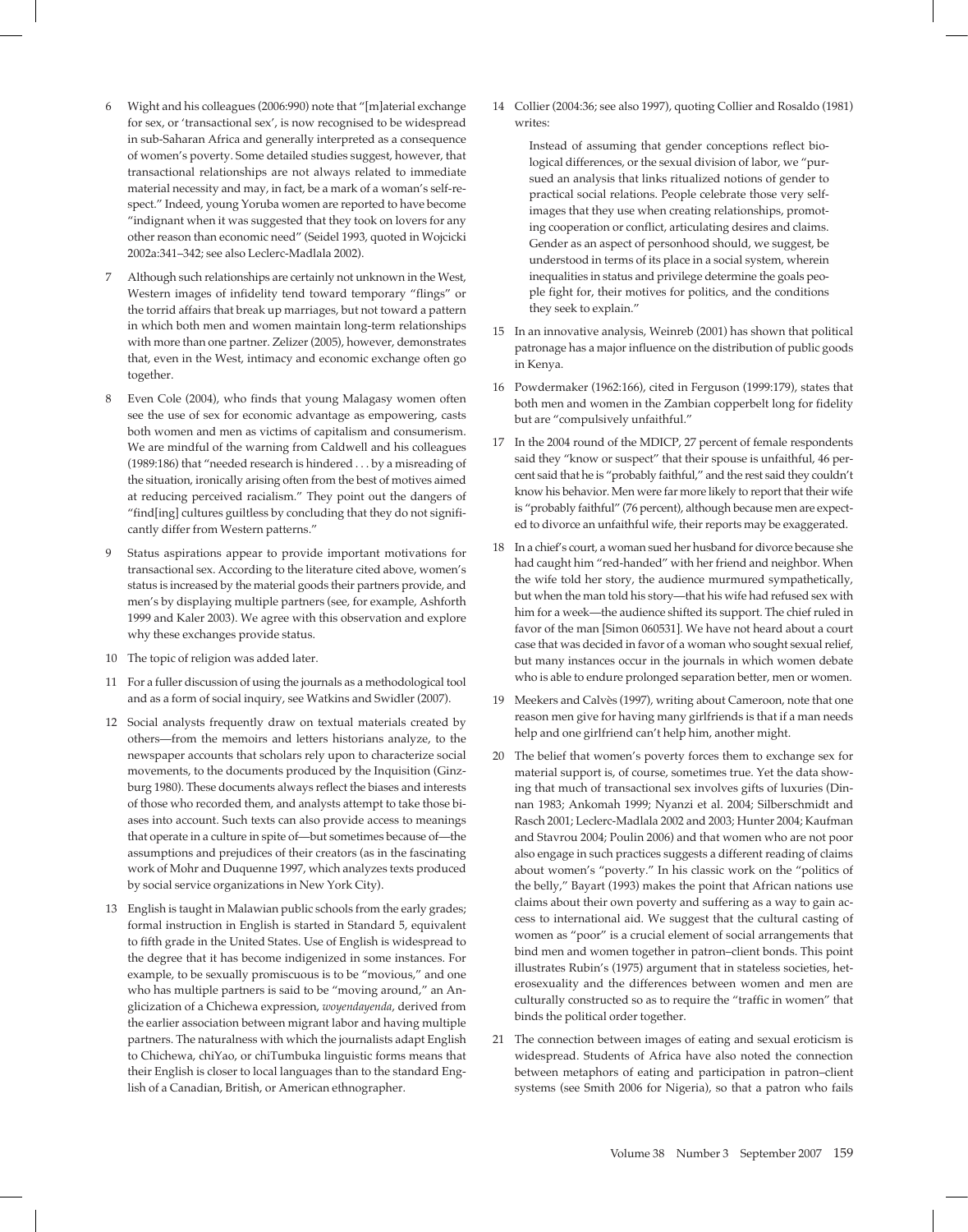6 Wight and his colleagues (2006:990) note that "[m]aterial exchange for sex, or 'transactional sex', is now recognised to be widespread in sub-Saharan Africa and generally interpreted as a consequence of women's poverty. Some detailed studies suggest, however, that transactional relationships are not always related to immediate material necessity and may, in fact, be a mark of a woman's self-respect." Indeed, young Yoruba women are reported to have become "indignant when it was suggested that they took on lovers for any other reason than economic need" (Seidel 1993, quoted in Wojcicki 2002a:341–342; see also Leclerc-Madlala 2002).

7 Although such relationships are certainly not unknown in the West, Western images of infidelity tend toward temporary "flings" or the torrid affairs that break up marriages, but not toward a pattern in which both men and women maintain long-term relationships with more than one partner. Zelizer (2005), however, demonstrates that, even in the West, intimacy and economic exchange often go together.

8 Even Cole (2004), who finds that young Malagasy women often see the use of sex for economic advantage as empowering, casts both women and men as victims of capitalism and consumerism. We are mindful of the warning from Caldwell and his colleagues (1989:186) that "needed research is hindered . . . by a misreading of the situation, ironically arising often from the best of motives aimed at reducing perceived racialism." They point out the dangers of "find[ing] cultures guiltless by concluding that they do not significantly differ from Western patterns."

9 Status aspirations appear to provide important motivations for transactional sex. According to the literature cited above, women's status is increased by the material goods their partners provide, and men's by displaying multiple partners (see, for example, Ashforth 1999 and Kaler 2003). We agree with this observation and explore why these exchanges provide status.

10 The topic of religion was added later.

11 For a fuller discussion of using the journals as a methodological tool and as a form of social inquiry, see Watkins and Swidler (2007).

12 Social analysts frequently draw on textual materials created by others—from the memoirs and letters historians analyze, to the newspaper accounts that scholars rely upon to characterize social movements, to the documents produced by the Inquisition (Ginzburg 1980). These documents always reflect the biases and interests of those who recorded them, and analysts attempt to take those biases into account. Such texts can also provide access to meanings that operate in a culture in spite of—but sometimes because of—the assumptions and prejudices of their creators (as in the fascinating work of Mohr and Duquenne 1997, which analyzes texts produced by social service organizations in New York City).

13 English is taught in Malawian public schools from the early grades; formal instruction in English is started in Standard 5, equivalent to fifth grade in the United States. Use of English is widespread to the degree that it has become indigenized in some instances. For example, to be sexually promiscuous is to be "movious," and one who has multiple partners is said to be "moving around," an Anglicization of a Chichewa expression, *woyendayenda*, derived from the earlier association between migrant labor and having multiple partners. The naturalness with which the journalists adapt English to Chichewa, chiYao, or chiTumbuka linguistic forms means that their English is closer to local languages than to the standard English of a Canadian, British, or American ethnographer.

14 Collier (2004:36; see also 1997), quoting Collier and Rosaldo (1981) writes:

> Instead of assuming that gender conceptions reflect biological differences, or the sexual division of labor, we "pursued an analysis that links ritualized notions of gender to practical social relations. People celebrate those very self-images that they use when creating relationships, promoting cooperation or conflict, articulating desires and claims. Gender as an aspect of personhood should, we suggest, be understood in terms of its place in a social system, wherein inequalities in status and privilege determine the goals people fight for, their motives for politics, and the conditions they seek to explain."

15 In an innovative analysis, Weinreb (2001) has shown that political patronage has a major influence on the distribution of public goods in Kenya.

16 Powdermaker (1962:166), cited in Ferguson (1999:179), states that both men and women in the Zambian copperbelt long for fidelity but are "compulsively unfaithful."

17 In the 2004 round of the MDICP, 27 percent of female respondents said they "know or suspect" that their spouse is unfaithful, 46 percent said that he is "probably faithful," and the rest said they couldn't know his behavior. Men were far more likely to report that their wife is "probably faithful" (76 percent), although because men are expected to divorce an unfaithful wife, their reports may be exaggerated.

18 In a chief's court, a woman sued her husband for divorce because she had caught him "red-handed" with her friend and neighbor. When the wife told her story, the audience murmured sympathetically, but when the man told his story—that his wife had refused sex with him for a week—the audience shifted its support. The chief ruled in favor of the man [Simon 060531]. We have not heard about a court case that was decided in favor of a woman who sought sexual relief, but many instances occur in the journals in which women debate who is able to endure prolonged separation better, men or women.

19 Meekers and Calvès (1997), writing about Cameroon, note that one reason men give for having many girlfriends is that if a man needs help and one girlfriend can't help him, another might.

20 The belief that women's poverty forces them to exchange sex for material support is, of course, sometimes true. Yet the data showing that much of transactional sex involves gifts of luxuries (Dinnan 1983; Ankomah 1999; Nyanzi et al. 2004; Silberschmidt and Rasch 2001; Leclerc-Madlala 2002 and 2003; Hunter 2004; Kaufman and Stavrou 2004; Poulin 2006) and that women who are not poor also engage in such practices suggests a different reading of claims about women's "poverty." In his classic work on the "politics of the belly," Bayart (1993) makes the point that African nations use claims about their own poverty and suffering as a way to gain access to international aid. We suggest that the cultural casting of women as "poor" is a crucial element of social arrangements that bind men and women together in patron–client bonds. This point illustrates Rubin's (1975) argument that in stateless societies, heterosexuality and the differences between women and men are culturally constructed so as to require the "traffic in women" that binds the political order together.

21 The connection between images of eating and sexual eroticism is widespread. Students of Africa have also noted the connection between metaphors of eating and participation in patron–client systems (see Smith 2006 for Nigeria), so that a patron who fails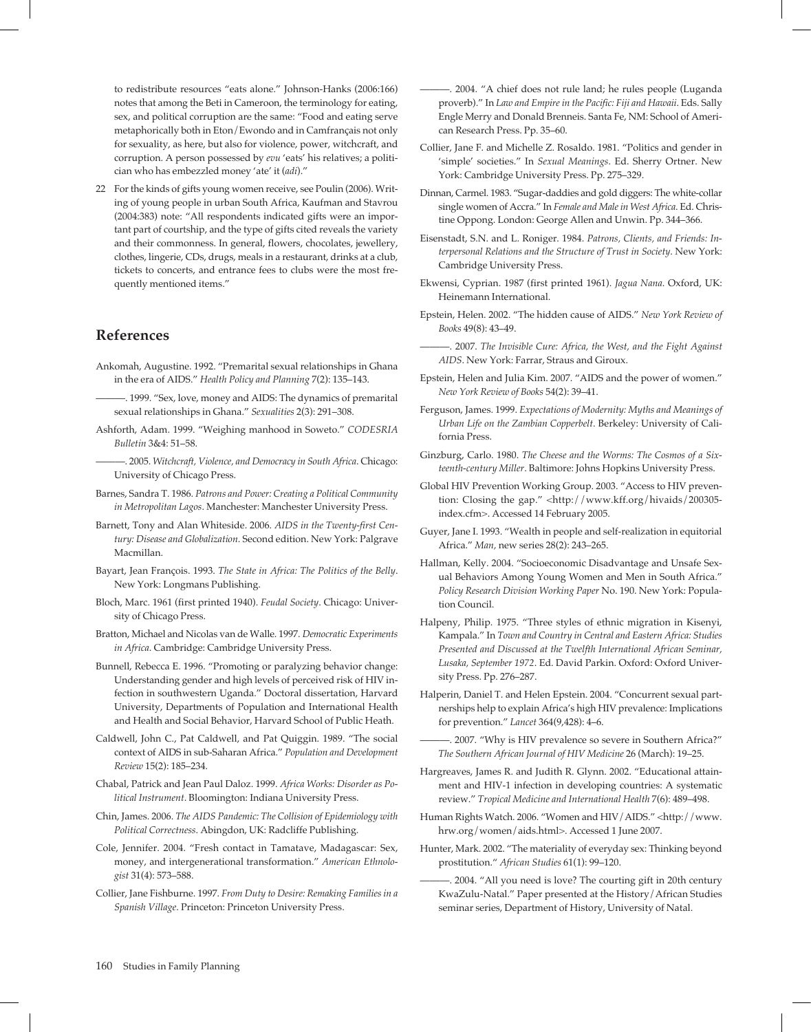to redistribute resources "eats alone." Johnson-Hanks (2006:166) notes that among the Beti in Cameroon, the terminology for eating, sex, and political corruption are the same: "Food and eating serve metaphorically both in Eton/Ewondo and in Camfrançais not only for sexuality, as here, but also for violence, power, witchcraft, and corruption. A person possessed by *evu* 'eats' his relatives; a politician who has embezzled money 'ate' it (*adi*)."

22 For the kinds of gifts young women receive, see Poulin (2006). Writing of young people in urban South Africa, Kaufman and Stavrou (2004:383) note: "All respondents indicated gifts were an important part of courtship, and the type of gifts cited reveals the variety and their commonness. In general, flowers, chocolates, jewellery, clothes, lingerie, CDs, drugs, meals in a restaurant, drinks at a club, tickets to concerts, and entrance fees to clubs were the most frequently mentioned items."

## References

Ankomah, Augustine. 1992. "Premarital sexual relationships in Ghana in the era of AIDS." *Health Policy and Planning* 7(2): 135–143.

———. 1999. "Sex, love, money and AIDS: The dynamics of premarital sexual relationships in Ghana." *Sexualities* 2(3): 291–308.

Ashforth, Adam. 1999. "Weighing manhood in Soweto." *CODESRIA Bulletin* 3&4: 51–58.

———. 2005. *Witchcraft, Violence, and Democracy in South Africa*. Chicago: University of Chicago Press.

Barnes, Sandra T. 1986. *Patrons and Power: Creating a Political Community in Metropolitan Lagos*. Manchester: Manchester University Press.

Barnett, Tony and Alan Whiteside. 2006. *AIDS in the Twenty-first Century: Disease and Globalization*. Second edition. New York: Palgrave Macmillan.

Bayart, Jean François. 1993. *The State in Africa: The Politics of the Belly*. New York: Longmans Publishing.

Bloch, Marc. 1961 (first printed 1940). *Feudal Society*. Chicago: University of Chicago Press.

Bratton, Michael and Nicolas van de Walle. 1997. *Democratic Experiments in Africa*. Cambridge: Cambridge University Press.

Bunnell, Rebecca E. 1996. "Promoting or paralyzing behavior change: Understanding gender and high levels of perceived risk of HIV infection in southwestern Uganda." Doctoral dissertation, Harvard University, Departments of Population and International Health and Health and Social Behavior, Harvard School of Public Heath.

Caldwell, John C., Pat Caldwell, and Pat Quiggin. 1989. "The social context of AIDS in sub-Saharan Africa." *Population and Development Review* 15(2): 185–234.

Chabal, Patrick and Jean Paul Daloz. 1999. *Africa Works: Disorder as Political Instrument*. Bloomington: Indiana University Press.

Chin, James. 2006. *The AIDS Pandemic: The Collision of Epidemiology with Political Correctness*. Abingdon, UK: Radcliffe Publishing.

Cole, Jennifer. 2004. "Fresh contact in Tamatave, Madagascar: Sex, money, and intergenerational transformation." *American Ethnologist* 31(4): 573–588.

Collier, Jane Fishburne. 1997. *From Duty to Desire: Remaking Families in a Spanish Village*. Princeton: Princeton University Press.

———. 2004. "A chief does not rule land; he rules people (Luganda proverb)." In *Law and Empire in the Pacific: Fiji and Hawaii*. Eds. Sally Engle Merry and Donald Brenneis. Santa Fe, NM: School of American Research Press. Pp. 35–60.

Collier, Jane F. and Michelle Z. Rosaldo. 1981. "Politics and gender in 'simple' societies." In *Sexual Meanings*. Ed. Sherry Ortner. New York: Cambridge University Press. Pp. 275–329.

Dinnan, Carmel. 1983. "Sugar-daddies and gold diggers: The white-collar single women of Accra." In *Female and Male in West Africa*. Ed. Christine Oppong. London: George Allen and Unwin. Pp. 344–366.

Eisenstadt, S.N. and L. Roniger. 1984. *Patrons, Clients, and Friends: Interpersonal Relations and the Structure of Trust in Society*. New York: Cambridge University Press.

Ekwensi, Cyprian. 1987 (first printed 1961). *Jagua Nana*. Oxford, UK: Heinemann International.

Epstein, Helen. 2002. "The hidden cause of AIDS." *New York Review of Books* 49(8): 43–49.

———. 2007. *The Invisible Cure: Africa, the West, and the Fight Against AIDS*. New York: Farrar, Straus and Giroux.

Epstein, Helen and Julia Kim. 2007. "AIDS and the power of women." *New York Review of Books* 54(2): 39–41.

Ferguson, James. 1999. *Expectations of Modernity: Myths and Meanings of Urban Life on the Zambian Copperbelt*. Berkeley: University of California Press.

Ginzburg, Carlo. 1980. *The Cheese and the Worms: The Cosmos of a Sixteenth-century Miller*. Baltimore: Johns Hopkins University Press.

Global HIV Prevention Working Group. 2003. "Access to HIV prevention: Closing the gap." <http://www.kff.org/hivaids/200305-index.cfm>. Accessed 14 February 2005.

Guyer, Jane I. 1993. "Wealth in people and self-realization in equitorial Africa." *Man*, new series 28(2): 243–265.

Hallman, Kelly. 2004. "Socioeconomic Disadvantage and Unsafe Sexual Behaviors Among Young Women and Men in South Africa." *Policy Research Division Working Paper* No. 190. New York: Population Council.

Halpeny, Philip. 1975. "Three styles of ethnic migration in Kisenyi, Kampala." In *Town and Country in Central and Eastern Africa: Studies Presented and Discussed at the Twelfth International African Seminar, Lusaka, September 1972*. Ed. David Parkin. Oxford: Oxford University Press. Pp. 276–287.

Halperin, Daniel T. and Helen Epstein. 2004. "Concurrent sexual partnerships help to explain Africa's high HIV prevalence: Implications for prevention." *Lancet* 364(9,428): 4–6.

———. 2007. "Why is HIV prevalence so severe in Southern Africa?" *The Southern African Journal of HIV Medicine* 26 (March): 19–25.

Hargreaves, James R. and Judith R. Glynn. 2002. "Educational attainment and HIV-1 infection in developing countries: A systematic review." *Tropical Medicine and International Health* 7(6): 489–498.

Human Rights Watch. 2006. "Women and HIV/AIDS." <http://www.hrw.org/women/aids.html>. Accessed 1 June 2007.

Hunter, Mark. 2002. "The materiality of everyday sex: Thinking beyond prostitution." *African Studies* 61(1): 99–120.

———. 2004. "All you need is love? The courting gift in 20th century KwaZulu-Natal." Paper presented at the History/African Studies seminar series, Department of History, University of Natal.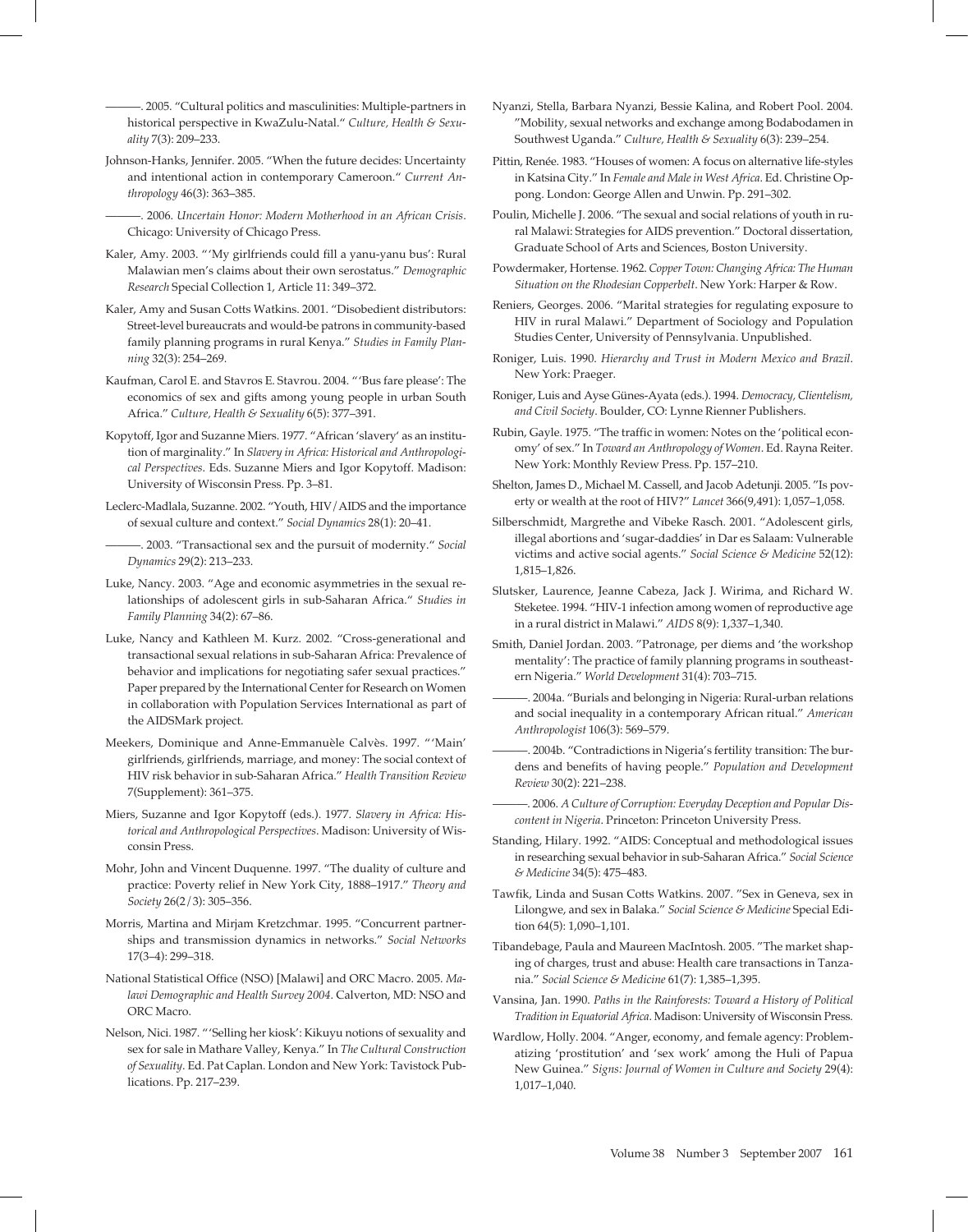———. 2005. "Cultural politics and masculinities: Multiple-partners in historical perspective in KwaZulu-Natal." *Culture, Health & Sexuality* 7(3): 209–233.

Johnson-Hanks, Jennifer. 2005. "When the future decides: Uncertainty and intentional action in contemporary Cameroon." *Current Anthropology* 46(3): 363–385.

———. 2006. *Uncertain Honor: Modern Motherhood in an African Crisis*. Chicago: University of Chicago Press.

Kaler, Amy. 2003. "'My girlfriends could fill a yanu-yanu bus': Rural Malawian men's claims about their own serostatus." *Demographic Research* Special Collection 1, Article 11: 349–372.

Kaler, Amy and Susan Cotts Watkins. 2001. "Disobedient distributors: Street-level bureaucrats and would-be patrons in community-based family planning programs in rural Kenya." *Studies in Family Planning* 32(3): 254–269.

Kaufman, Carol E. and Stavros E. Stavrou. 2004. "'Bus fare please': The economics of sex and gifts among young people in urban South Africa." *Culture, Health & Sexuality* 6(5): 377–391.

Kopytoff, Igor and Suzanne Miers. 1977. "African 'slavery' as an institution of marginality." In *Slavery in Africa: Historical and Anthropological Perspectives*. Eds. Suzanne Miers and Igor Kopytoff. Madison: University of Wisconsin Press. Pp. 3–81.

Leclerc-Madlala, Suzanne. 2002. "Youth, HIV/AIDS and the importance of sexual culture and context." *Social Dynamics* 28(1): 20–41.

———. 2003. "Transactional sex and the pursuit of modernity." *Social Dynamics* 29(2): 213–233.

Luke, Nancy. 2003. "Age and economic asymmetries in the sexual relationships of adolescent girls in sub-Saharan Africa." *Studies in Family Planning* 34(2): 67–86.

Luke, Nancy and Kathleen M. Kurz. 2002. "Cross-generational and transactional sexual relations in sub-Saharan Africa: Prevalence of behavior and implications for negotiating safer sexual practices." Paper prepared by the International Center for Research on Women in collaboration with Population Services International as part of the AIDSMark project.

Meekers, Dominique and Anne-Emmanuèle Calvès. 1997. "'Main' girlfriends, girlfriends, marriage, and money: The social context of HIV risk behavior in sub-Saharan Africa." *Health Transition Review* 7(Supplement): 361–375.

Miers, Suzanne and Igor Kopytoff (eds.). 1977. *Slavery in Africa: Historical and Anthropological Perspectives*. Madison: University of Wisconsin Press.

Mohr, John and Vincent Duquenne. 1997. "The duality of culture and practice: Poverty relief in New York City, 1888–1917." *Theory and Society* 26(2/3): 305–356.

Morris, Martina and Mirjam Kretzchmar. 1995. "Concurrent partnerships and transmission dynamics in networks." *Social Networks* 17(3–4): 299–318.

National Statistical Office (NSO) [Malawi] and ORC Macro. 2005. *Malawi Demographic and Health Survey 2004*. Calverton, MD: NSO and ORC Macro.

Nelson, Nici. 1987. "'Selling her kiosk': Kikuyu notions of sexuality and sex for sale in Mathare Valley, Kenya." In *The Cultural Construction of Sexuality*. Ed. Pat Caplan. London and New York: Tavistock Publications. Pp. 217–239.

Nyanzi, Stella, Barbara Nyanzi, Bessie Kalina, and Robert Pool. 2004. "Mobility, sexual networks and exchange among Bodabodamen in Southwest Uganda." *Culture, Health & Sexuality* 6(3): 239–254.

Pittin, Renée. 1983. "Houses of women: A focus on alternative life-styles in Katsina City." In *Female and Male in West Africa*. Ed. Christine Oppong. London: George Allen and Unwin. Pp. 291–302.

Poulin, Michelle J. 2006. "The sexual and social relations of youth in rural Malawi: Strategies for AIDS prevention." Doctoral dissertation, Graduate School of Arts and Sciences, Boston University.

Powdermaker, Hortense. 1962. *Copper Town: Changing Africa: The Human Situation on the Rhodesian Copperbelt*. New York: Harper & Row.

Reniers, Georges. 2006. "Marital strategies for regulating exposure to HIV in rural Malawi." Department of Sociology and Population Studies Center, University of Pennsylvania. Unpublished.

Roniger, Luis. 1990. *Hierarchy and Trust in Modern Mexico and Brazil*. New York: Praeger.

Roniger, Luis and Ayse Günes-Ayata (eds.). 1994. *Democracy, Clientelism, and Civil Society*. Boulder, CO: Lynne Rienner Publishers.

Rubin, Gayle. 1975. "The traffic in women: Notes on the 'political economy' of sex." In *Toward an Anthropology of Women*. Ed. Rayna Reiter. New York: Monthly Review Press. Pp. 157–210.

Shelton, James D., Michael M. Cassell, and Jacob Adetunji. 2005. "Is poverty or wealth at the root of HIV?" *Lancet* 366(9,491): 1,057–1,058.

Silberschmidt, Margrethe and Vibeke Rasch. 2001. "Adolescent girls, illegal abortions and 'sugar-daddies' in Dar es Salaam: Vulnerable victims and active social agents." *Social Science & Medicine* 52(12): 1,815–1,826.

Slutsker, Laurence, Jeanne Cabeza, Jack J. Wirima, and Richard W. Steketee. 1994. "HIV-1 infection among women of reproductive age in a rural district in Malawi." *AIDS* 8(9): 1,337–1,340.

Smith, Daniel Jordan. 2003. "Patronage, per diems and 'the workshop mentality': The practice of family planning programs in southeastern Nigeria." *World Development* 31(4): 703–715.

———. 2004a. "Burials and belonging in Nigeria: Rural-urban relations and social inequality in a contemporary African ritual." *American Anthropologist* 106(3): 569–579.

———. 2004b. "Contradictions in Nigeria's fertility transition: The burdens and benefits of having people." *Population and Development Review* 30(2): 221–238.

———. 2006. *A Culture of Corruption: Everyday Deception and Popular Discontent in Nigeria*. Princeton: Princeton University Press.

Standing, Hilary. 1992. "AIDS: Conceptual and methodological issues in researching sexual behavior in sub-Saharan Africa." *Social Science & Medicine* 34(5): 475–483.

Tawfik, Linda and Susan Cotts Watkins. 2007. "Sex in Geneva, sex in Lilongwe, and sex in Balaka." *Social Science & Medicine* Special Edition 64(5): 1,090–1,101.

Tibandebage, Paula and Maureen MacIntosh. 2005. "The market shaping of charges, trust and abuse: Health care transactions in Tanzania." *Social Science & Medicine* 61(7): 1,385–1,395.

Vansina, Jan. 1990. *Paths in the Rainforests: Toward a History of Political Tradition in Equatorial Africa*. Madison: University of Wisconsin Press.

Wardlow, Holly. 2004. "Anger, economy, and female agency: Problematizing 'prostitution' and 'sex work' among the Huli of Papua New Guinea." *Signs: Journal of Women in Culture and Society* 29(4): 1,017–1,040.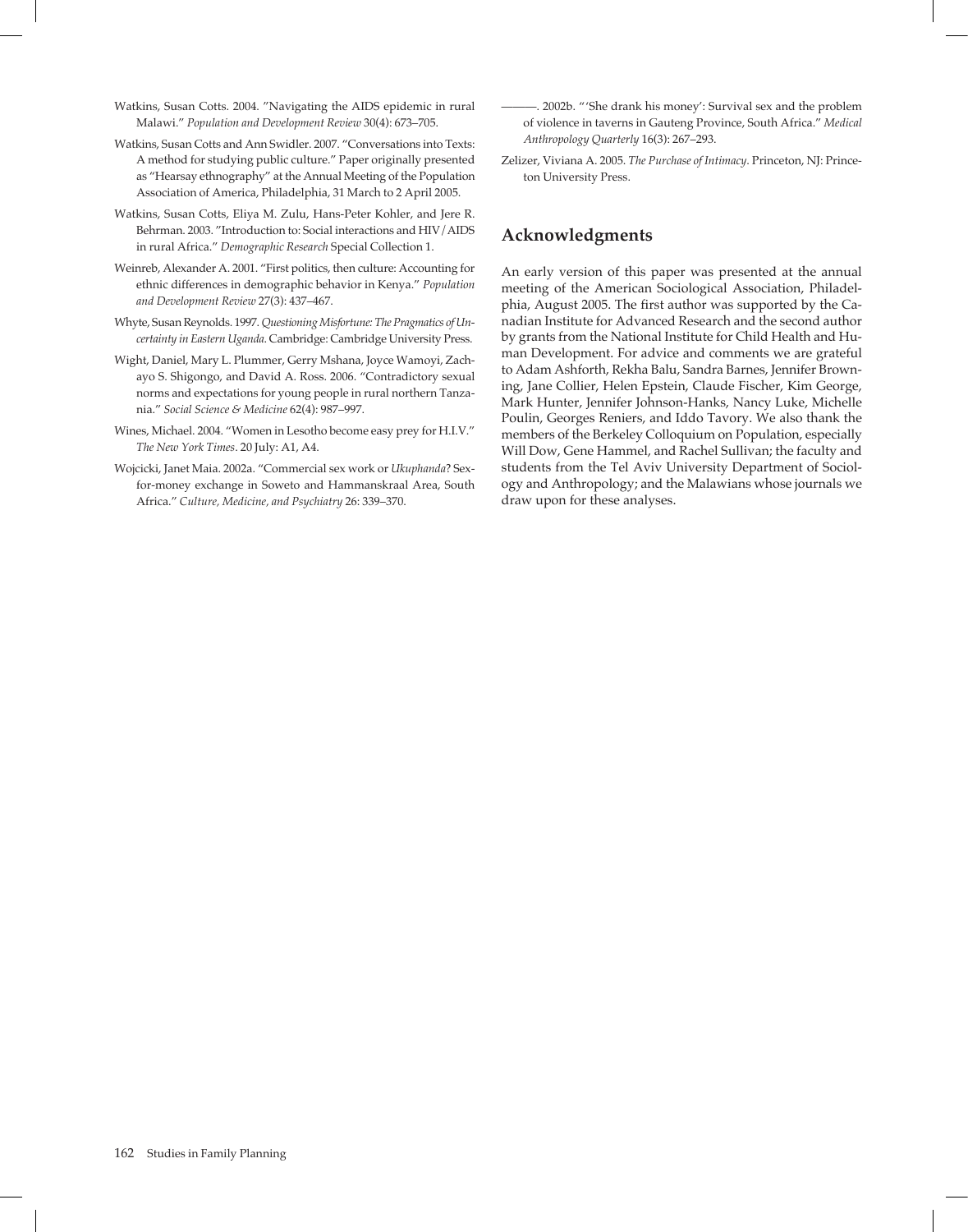Watkins, Susan Cotts. 2004. "Navigating the AIDS epidemic in rural Malawi." *Population and Development Review* 30(4): 673–705.

Watkins, Susan Cotts and Ann Swidler. 2007. "Conversations into Texts: A method for studying public culture." Paper originally presented as "Hearsay ethnography" at the Annual Meeting of the Population Association of America, Philadelphia, 31 March to 2 April 2005.

Watkins, Susan Cotts, Eliya M. Zulu, Hans-Peter Kohler, and Jere R. Behrman. 2003. "Introduction to: Social interactions and HIV/AIDS in rural Africa." *Demographic Research* Special Collection 1.

Weinreb, Alexander A. 2001. "First politics, then culture: Accounting for ethnic differences in demographic behavior in Kenya." *Population and Development Review* 27(3): 437–467.

Whyte, Susan Reynolds. 1997. *Questioning Misfortune: The Pragmatics of Uncertainty in Eastern Uganda.* Cambridge: Cambridge University Press.

Wight, Daniel, Mary L. Plummer, Gerry Mshana, Joyce Wamoyi, Zachayo S. Shigongo, and David A. Ross. 2006. "Contradictory sexual norms and expectations for young people in rural northern Tanzania." *Social Science & Medicine* 62(4): 987–997.

Wines, Michael. 2004. "Women in Lesotho become easy prey for H.I.V." *The New York Times*. 20 July: A1, A4.

Wojcicki, Janet Maia. 2002a. "Commercial sex work or *Ukuphanda*? Sex-for-money exchange in Soweto and Hammanskraal Area, South Africa." *Culture, Medicine, and Psychiatry* 26: 339–370.

———. 2002b. "'She drank his money': Survival sex and the problem of violence in taverns in Gauteng Province, South Africa." *Medical Anthropology Quarterly* 16(3): 267–293.

Zelizer, Viviana A. 2005. *The Purchase of Intimacy*. Princeton, NJ: Princeton University Press.

## Acknowledgments

An early version of this paper was presented at the annual meeting of the American Sociological Association, Philadelphia, August 2005. The first author was supported by the Canadian Institute for Advanced Research and the second author by grants from the National Institute for Child Health and Human Development. For advice and comments we are grateful to Adam Ashforth, Rekha Balu, Sandra Barnes, Jennifer Browning, Jane Collier, Helen Epstein, Claude Fischer, Kim George, Mark Hunter, Jennifer Johnson-Hanks, Nancy Luke, Michelle Poulin, Georges Reniers, and Iddo Tavory. We also thank the members of the Berkeley Colloquium on Population, especially Will Dow, Gene Hammel, and Rachel Sullivan; the faculty and students from the Tel Aviv University Department of Sociology and Anthropology; and the Malawians whose journals we draw upon for these analyses.